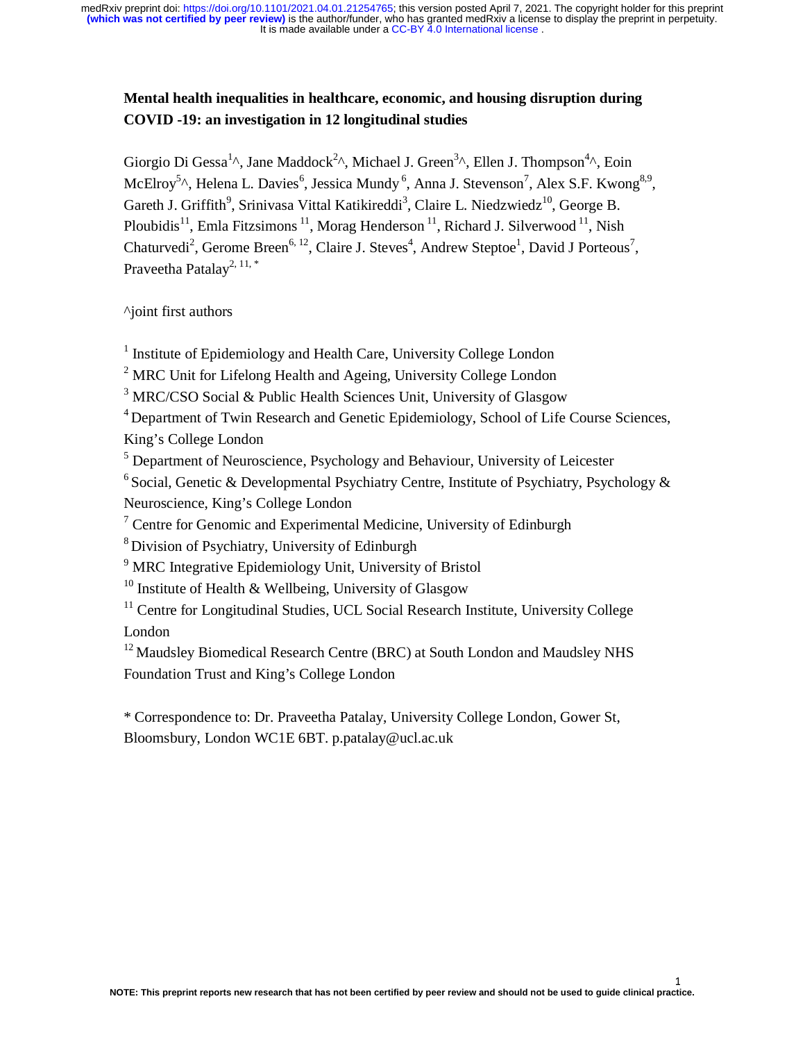# Mental health inequalities in healthcare, economic, and housing disruption during COVID -19: an investigation in 12 longitudinal studies

Giorgio Di Gessa[1]^, Jane Maddock[2]^, Michael J. Green[3]^, Ellen J. Thompson[4]^, Eoin McElroy[5]^, Helena L. Davies[6], Jessica Mundy[6], Anna J. Stevenson[7], Alex S.F. Kwong[8,9], Gareth J. Griffith[9], Srinivasa Vittal Katikireddi[3], Claire L. Niedzwiedz[10], George B. Ploubidis[11], Emla Fitzsimons[11], Morag Henderson[11], Richard J. Silverwood[11], Nish Chaturvedi[2], Gerome Breen[6, 12], Claire J. Steves[4], Andrew Steptoe[1], David J Porteous[7], Praveetha Patalay[2, 11, *]

^joint first authors

[1] Institute of Epidemiology and Health Care, University College London

[2] MRC Unit for Lifelong Health and Ageing, University College London

[3] MRC/CSO Social & Public Health Sciences Unit, University of Glasgow

[4] Department of Twin Research and Genetic Epidemiology, School of Life Course Sciences, King's College London

[5] Department of Neuroscience, Psychology and Behaviour, University of Leicester

[6] Social, Genetic & Developmental Psychiatry Centre, Institute of Psychiatry, Psychology & Neuroscience, King's College London

[7] Centre for Genomic and Experimental Medicine, University of Edinburgh

[8] Division of Psychiatry, University of Edinburgh

[9] MRC Integrative Epidemiology Unit, University of Bristol

[10] Institute of Health & Wellbeing, University of Glasgow

[11] Centre for Longitudinal Studies, UCL Social Research Institute, University College London

[12] Maudsley Biomedical Research Centre (BRC) at South London and Maudsley NHS Foundation Trust and King's College London

\* Correspondence to: Dr. Praveetha Patalay, University College London, Gower St, Bloomsbury, London WC1E 6BT. p.patalay@ucl.ac.uk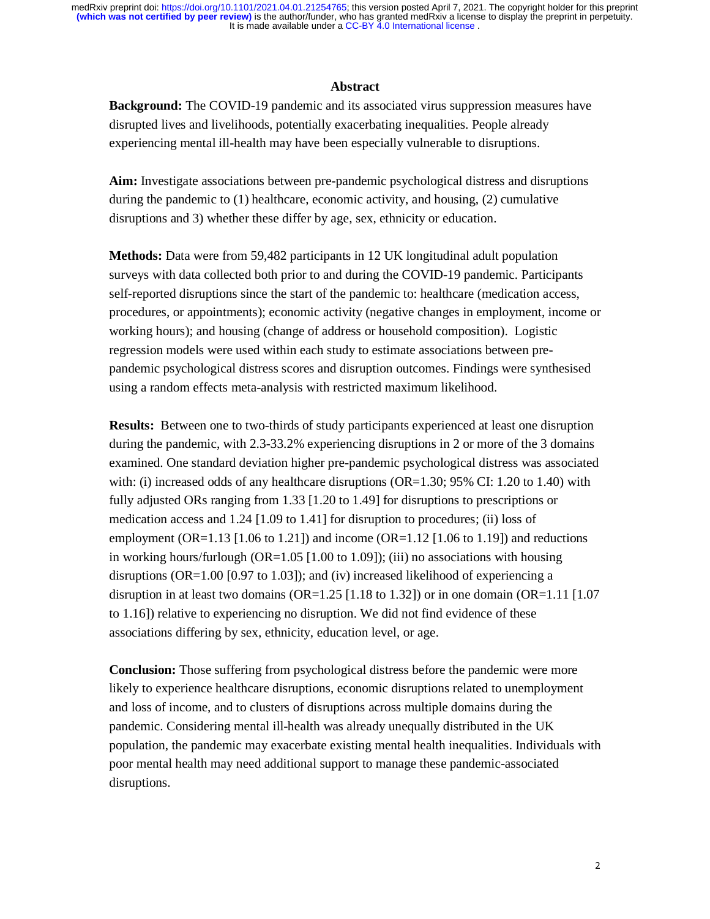## Abstract

**Background:** The COVID-19 pandemic and its associated virus suppression measures have disrupted lives and livelihoods, potentially exacerbating inequalities. People already experiencing mental ill-health may have been especially vulnerable to disruptions.

**Aim:** Investigate associations between pre-pandemic psychological distress and disruptions during the pandemic to (1) healthcare, economic activity, and housing, (2) cumulative disruptions and 3) whether these differ by age, sex, ethnicity or education.

**Methods:** Data were from 59,482 participants in 12 UK longitudinal adult population surveys with data collected both prior to and during the COVID-19 pandemic. Participants self-reported disruptions since the start of the pandemic to: healthcare (medication access, procedures, or appointments); economic activity (negative changes in employment, income or working hours); and housing (change of address or household composition). Logistic regression models were used within each study to estimate associations between pre-pandemic psychological distress scores and disruption outcomes. Findings were synthesised using a random effects meta-analysis with restricted maximum likelihood.

**Results:** Between one to two-thirds of study participants experienced at least one disruption during the pandemic, with 2.3-33.2% experiencing disruptions in 2 or more of the 3 domains examined. One standard deviation higher pre-pandemic psychological distress was associated with: (i) increased odds of any healthcare disruptions (OR=1.30; 95% CI: 1.20 to 1.40) with fully adjusted ORs ranging from 1.33 [1.20 to 1.49] for disruptions to prescriptions or medication access and 1.24 [1.09 to 1.41] for disruption to procedures; (ii) loss of employment (OR=1.13 [1.06 to 1.21]) and income (OR=1.12 [1.06 to 1.19]) and reductions in working hours/furlough (OR=1.05 [1.00 to 1.09]); (iii) no associations with housing disruptions (OR=1.00 [0.97 to 1.03]); and (iv) increased likelihood of experiencing a disruption in at least two domains (OR=1.25 [1.18 to 1.32]) or in one domain (OR=1.11 [1.07 to 1.16]) relative to experiencing no disruption. We did not find evidence of these associations differing by sex, ethnicity, education level, or age.

**Conclusion:** Those suffering from psychological distress before the pandemic were more likely to experience healthcare disruptions, economic disruptions related to unemployment and loss of income, and to clusters of disruptions across multiple domains during the pandemic. Considering mental ill-health was already unequally distributed in the UK population, the pandemic may exacerbate existing mental health inequalities. Individuals with poor mental health may need additional support to manage these pandemic-associated disruptions.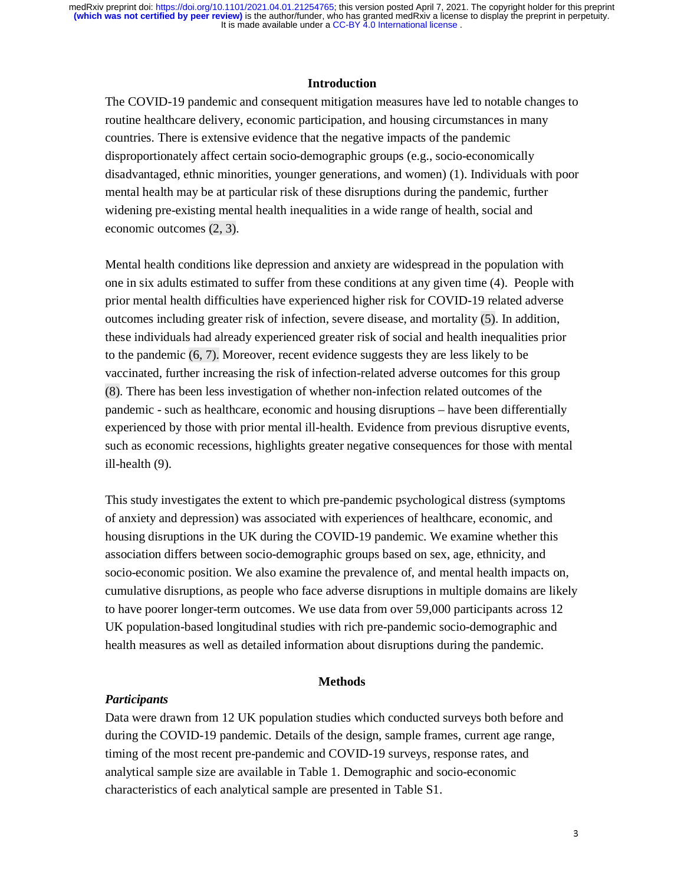## Introduction

The COVID-19 pandemic and consequent mitigation measures have led to notable changes to routine healthcare delivery, economic participation, and housing circumstances in many countries. There is extensive evidence that the negative impacts of the pandemic disproportionately affect certain socio-demographic groups (e.g., socio-economically disadvantaged, ethnic minorities, younger generations, and women) (1). Individuals with poor mental health may be at particular risk of these disruptions during the pandemic, further widening pre-existing mental health inequalities in a wide range of health, social and economic outcomes (2, 3).

Mental health conditions like depression and anxiety are widespread in the population with one in six adults estimated to suffer from these conditions at any given time (4). People with prior mental health difficulties have experienced higher risk for COVID-19 related adverse outcomes including greater risk of infection, severe disease, and mortality (5). In addition, these individuals had already experienced greater risk of social and health inequalities prior to the pandemic (6, 7). Moreover, recent evidence suggests they are less likely to be vaccinated, further increasing the risk of infection-related adverse outcomes for this group (8). There has been less investigation of whether non-infection related outcomes of the pandemic - such as healthcare, economic and housing disruptions – have been differentially experienced by those with prior mental ill-health. Evidence from previous disruptive events, such as economic recessions, highlights greater negative consequences for those with mental ill-health (9).

This study investigates the extent to which pre-pandemic psychological distress (symptoms of anxiety and depression) was associated with experiences of healthcare, economic, and housing disruptions in the UK during the COVID-19 pandemic. We examine whether this association differs between socio-demographic groups based on sex, age, ethnicity, and socio-economic position. We also examine the prevalence of, and mental health impacts on, cumulative disruptions, as people who face adverse disruptions in multiple domains are likely to have poorer longer-term outcomes. We use data from over 59,000 participants across 12 UK population-based longitudinal studies with rich pre-pandemic socio-demographic and health measures as well as detailed information about disruptions during the pandemic.

## Methods

### *Participants*

Data were drawn from 12 UK population studies which conducted surveys both before and during the COVID-19 pandemic. Details of the design, sample frames, current age range, timing of the most recent pre-pandemic and COVID-19 surveys, response rates, and analytical sample size are available in Table 1. Demographic and socio-economic characteristics of each analytical sample are presented in Table S1.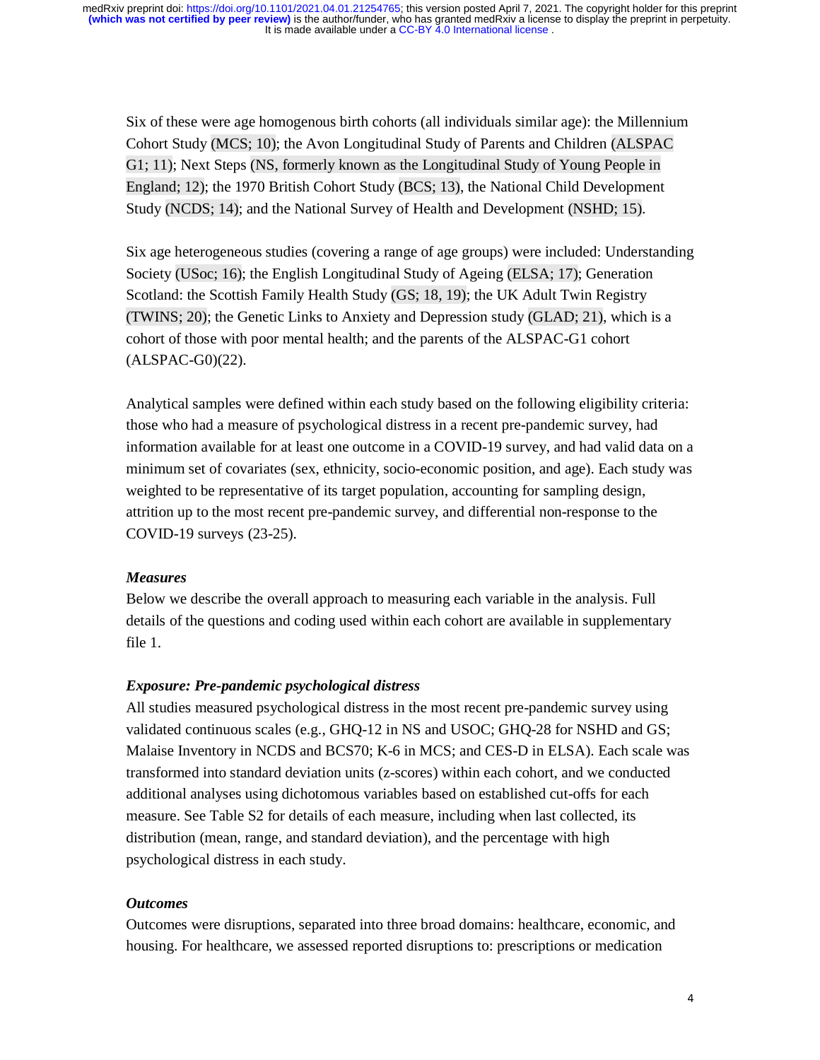Six of these were age homogenous birth cohorts (all individuals similar age): the Millennium Cohort Study (MCS; 10); the Avon Longitudinal Study of Parents and Children (ALSPAC G1; 11); Next Steps (NS, formerly known as the Longitudinal Study of Young People in England; 12); the 1970 British Cohort Study (BCS; 13), the National Child Development Study (NCDS; 14); and the National Survey of Health and Development (NSHD; 15).

Six age heterogeneous studies (covering a range of age groups) were included: Understanding Society (USoc; 16); the English Longitudinal Study of Ageing (ELSA; 17); Generation Scotland: the Scottish Family Health Study (GS; 18, 19); the UK Adult Twin Registry (TWINS; 20); the Genetic Links to Anxiety and Depression study (GLAD; 21), which is a cohort of those with poor mental health; and the parents of the ALSPAC-G1 cohort (ALSPAC-G0)(22).

Analytical samples were defined within each study based on the following eligibility criteria: those who had a measure of psychological distress in a recent pre-pandemic survey, had information available for at least one outcome in a COVID-19 survey, and had valid data on a minimum set of covariates (sex, ethnicity, socio-economic position, and age). Each study was weighted to be representative of its target population, accounting for sampling design, attrition up to the most recent pre-pandemic survey, and differential non-response to the COVID-19 surveys (23-25).

### *Measures*

Below we describe the overall approach to measuring each variable in the analysis. Full details of the questions and coding used within each cohort are available in supplementary file 1.

### *Exposure: Pre-pandemic psychological distress*

All studies measured psychological distress in the most recent pre-pandemic survey using validated continuous scales (e.g., GHQ-12 in NS and USOC; GHQ-28 for NSHD and GS; Malaise Inventory in NCDS and BCS70; K-6 in MCS; and CES-D in ELSA). Each scale was transformed into standard deviation units (z-scores) within each cohort, and we conducted additional analyses using dichotomous variables based on established cut-offs for each measure. See Table S2 for details of each measure, including when last collected, its distribution (mean, range, and standard deviation), and the percentage with high psychological distress in each study.

### *Outcomes*

Outcomes were disruptions, separated into three broad domains: healthcare, economic, and housing. For healthcare, we assessed reported disruptions to: prescriptions or medication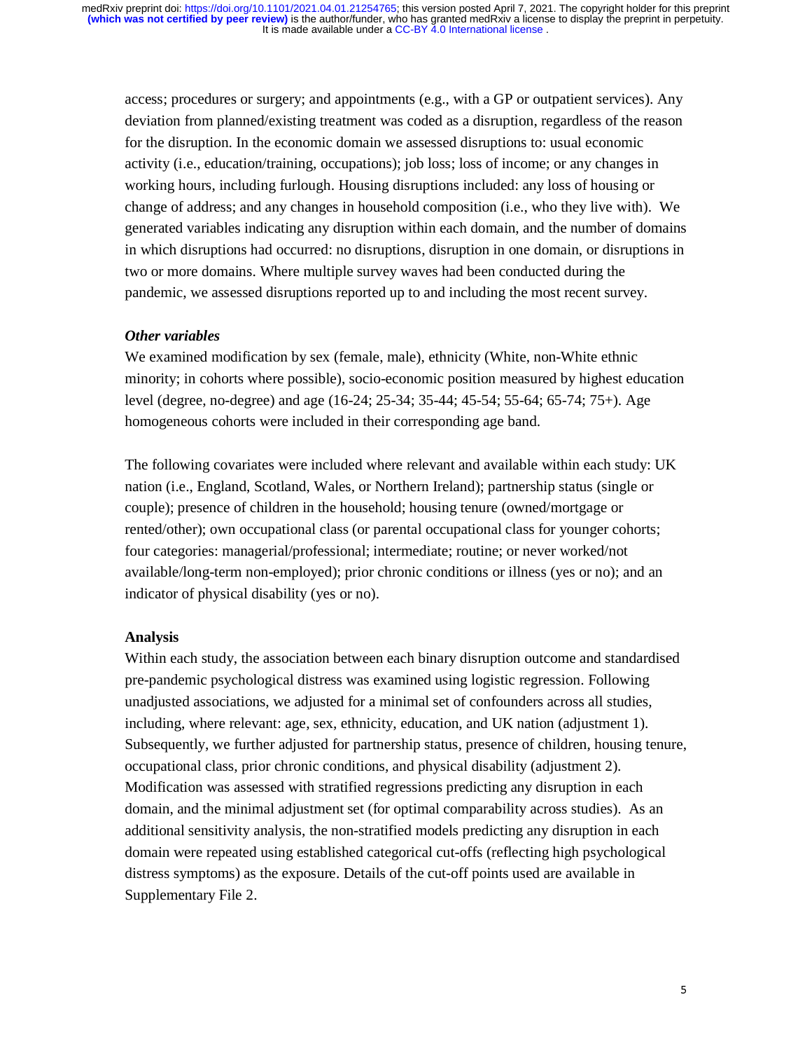access; procedures or surgery; and appointments (e.g., with a GP or outpatient services). Any deviation from planned/existing treatment was coded as a disruption, regardless of the reason for the disruption. In the economic domain we assessed disruptions to: usual economic activity (i.e., education/training, occupations); job loss; loss of income; or any changes in working hours, including furlough. Housing disruptions included: any loss of housing or change of address; and any changes in household composition (i.e., who they live with). We generated variables indicating any disruption within each domain, and the number of domains in which disruptions had occurred: no disruptions, disruption in one domain, or disruptions in two or more domains. Where multiple survey waves had been conducted during the pandemic, we assessed disruptions reported up to and including the most recent survey.

### *Other variables*

We examined modification by sex (female, male), ethnicity (White, non-White ethnic minority; in cohorts where possible), socio-economic position measured by highest education level (degree, no-degree) and age (16-24; 25-34; 35-44; 45-54; 55-64; 65-74; 75+). Age homogeneous cohorts were included in their corresponding age band.

The following covariates were included where relevant and available within each study: UK nation (i.e., England, Scotland, Wales, or Northern Ireland); partnership status (single or couple); presence of children in the household; housing tenure (owned/mortgage or rented/other); own occupational class (or parental occupational class for younger cohorts; four categories: managerial/professional; intermediate; routine; or never worked/not available/long-term non-employed); prior chronic conditions or illness (yes or no); and an indicator of physical disability (yes or no).

## Analysis

Within each study, the association between each binary disruption outcome and standardised pre-pandemic psychological distress was examined using logistic regression. Following unadjusted associations, we adjusted for a minimal set of confounders across all studies, including, where relevant: age, sex, ethnicity, education, and UK nation (adjustment 1). Subsequently, we further adjusted for partnership status, presence of children, housing tenure, occupational class, prior chronic conditions, and physical disability (adjustment 2). Modification was assessed with stratified regressions predicting any disruption in each domain, and the minimal adjustment set (for optimal comparability across studies). As an additional sensitivity analysis, the non-stratified models predicting any disruption in each domain were repeated using established categorical cut-offs (reflecting high psychological distress symptoms) as the exposure. Details of the cut-off points used are available in Supplementary File 2.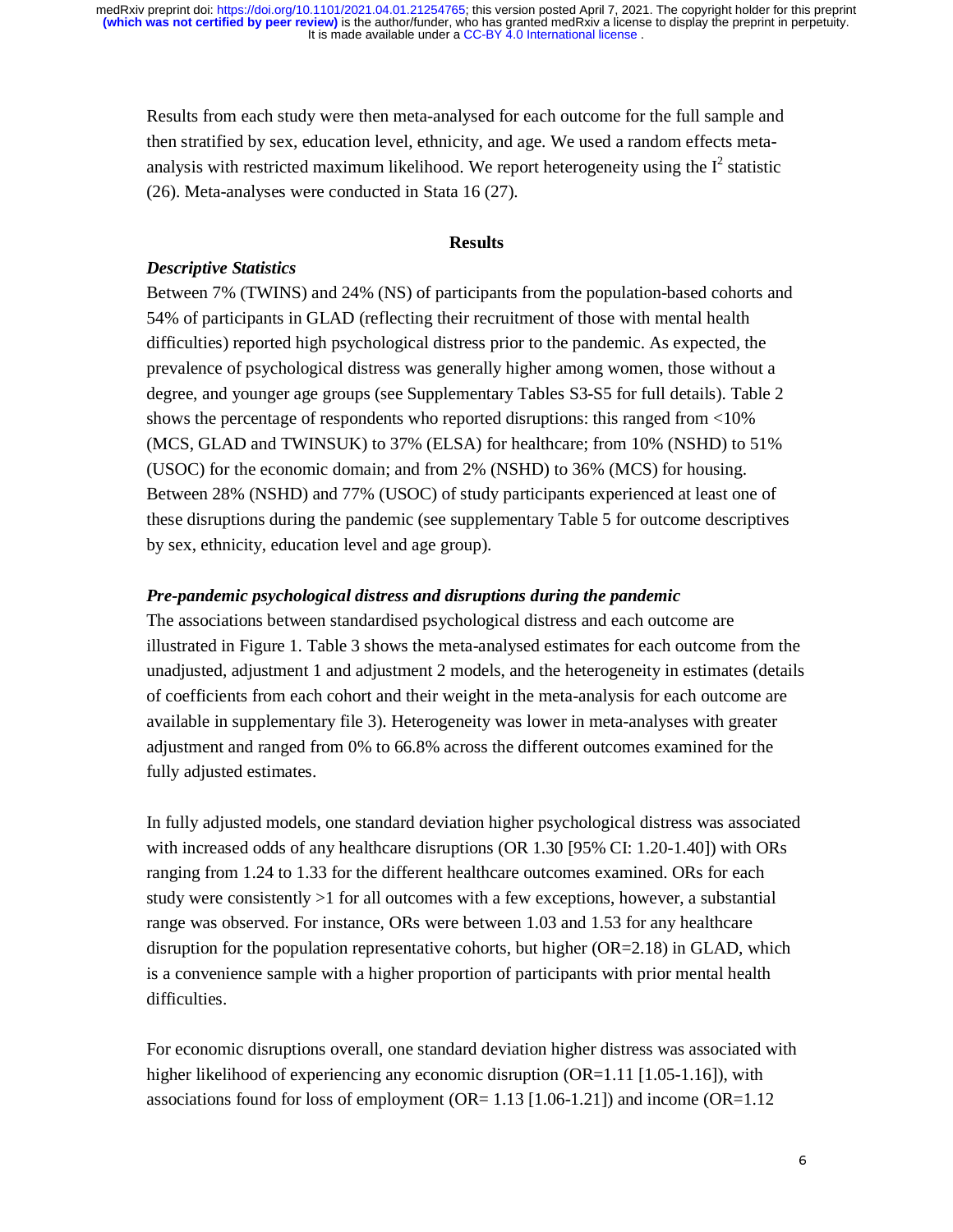Results from each study were then meta-analysed for each outcome for the full sample and then stratified by sex, education level, ethnicity, and age. We used a random effects meta-analysis with restricted maximum likelihood. We report heterogeneity using the $I^2$ statistic (26). Meta-analyses were conducted in Stata 16 (27).

## Results

### *Descriptive Statistics*

Between 7% (TWINS) and 24% (NS) of participants from the population-based cohorts and 54% of participants in GLAD (reflecting their recruitment of those with mental health difficulties) reported high psychological distress prior to the pandemic. As expected, the prevalence of psychological distress was generally higher among women, those without a degree, and younger age groups (see Supplementary Tables S3-S5 for full details). Table 2 shows the percentage of respondents who reported disruptions: this ranged from <10% (MCS, GLAD and TWINSUK) to 37% (ELSA) for healthcare; from 10% (NSHD) to 51% (USOC) for the economic domain; and from 2% (NSHD) to 36% (MCS) for housing. Between 28% (NSHD) and 77% (USOC) of study participants experienced at least one of these disruptions during the pandemic (see supplementary Table 5 for outcome descriptives by sex, ethnicity, education level and age group).

### *Pre-pandemic psychological distress and disruptions during the pandemic*

The associations between standardised psychological distress and each outcome are illustrated in Figure 1. Table 3 shows the meta-analysed estimates for each outcome from the unadjusted, adjustment 1 and adjustment 2 models, and the heterogeneity in estimates (details of coefficients from each cohort and their weight in the meta-analysis for each outcome are available in supplementary file 3). Heterogeneity was lower in meta-analyses with greater adjustment and ranged from 0% to 66.8% across the different outcomes examined for the fully adjusted estimates.

In fully adjusted models, one standard deviation higher psychological distress was associated with increased odds of any healthcare disruptions (OR 1.30 [95% CI: 1.20-1.40]) with ORs ranging from 1.24 to 1.33 for the different healthcare outcomes examined. ORs for each study were consistently >1 for all outcomes with a few exceptions, however, a substantial range was observed. For instance, ORs were between 1.03 and 1.53 for any healthcare disruption for the population representative cohorts, but higher (OR=2.18) in GLAD, which is a convenience sample with a higher proportion of participants with prior mental health difficulties.

For economic disruptions overall, one standard deviation higher distress was associated with higher likelihood of experiencing any economic disruption (OR=1.11 [1.05-1.16]), with associations found for loss of employment (OR= 1.13 [1.06-1.21]) and income (OR=1.12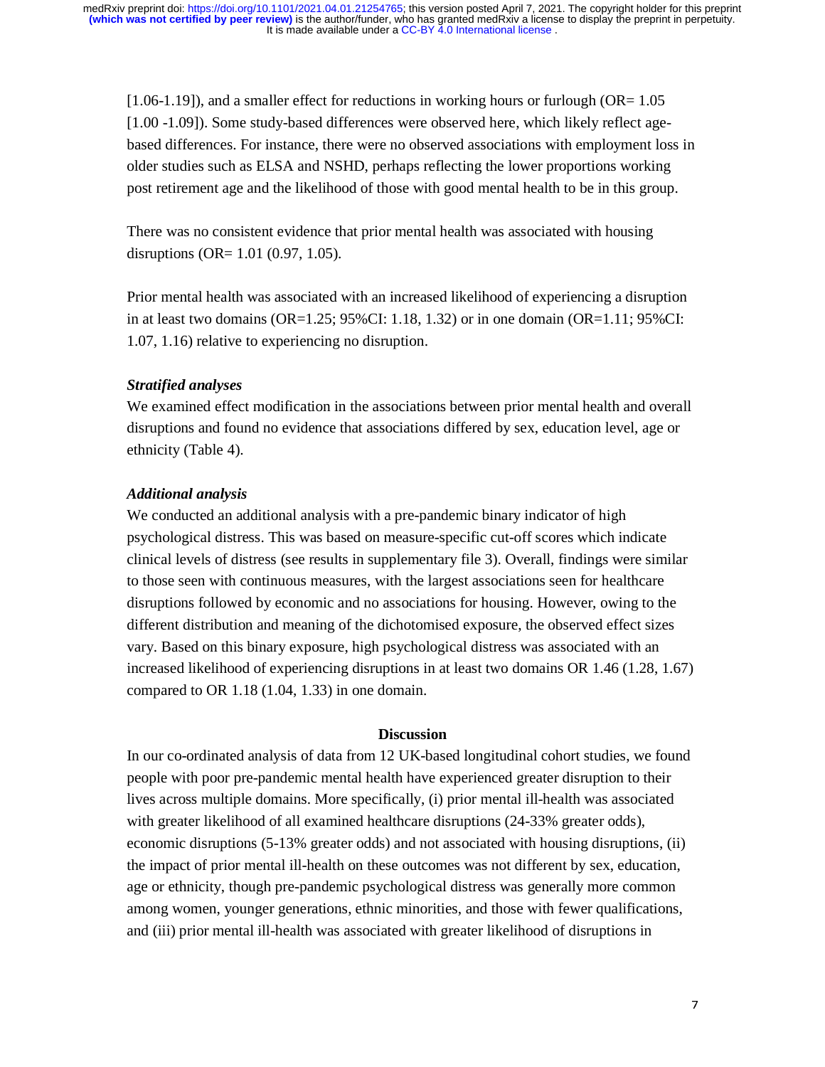[1.06-1.19]), and a smaller effect for reductions in working hours or furlough (OR= 1.05 [1.00 -1.09]). Some study-based differences were observed here, which likely reflect age-based differences. For instance, there were no observed associations with employment loss in older studies such as ELSA and NSHD, perhaps reflecting the lower proportions working post retirement age and the likelihood of those with good mental health to be in this group.

There was no consistent evidence that prior mental health was associated with housing disruptions (OR= 1.01 (0.97, 1.05).

Prior mental health was associated with an increased likelihood of experiencing a disruption in at least two domains (OR=1.25; 95%CI: 1.18, 1.32) or in one domain (OR=1.11; 95%CI: 1.07, 1.16) relative to experiencing no disruption.

***Stratified analyses***

We examined effect modification in the associations between prior mental health and overall disruptions and found no evidence that associations differed by sex, education level, age or ethnicity (Table 4).

***Additional analysis***

We conducted an additional analysis with a pre-pandemic binary indicator of high psychological distress. This was based on measure-specific cut-off scores which indicate clinical levels of distress (see results in supplementary file 3). Overall, findings were similar to those seen with continuous measures, with the largest associations seen for healthcare disruptions followed by economic and no associations for housing. However, owing to the different distribution and meaning of the dichotomised exposure, the observed effect sizes vary. Based on this binary exposure, high psychological distress was associated with an increased likelihood of experiencing disruptions in at least two domains OR 1.46 (1.28, 1.67) compared to OR 1.18 (1.04, 1.33) in one domain.

## Discussion

In our co-ordinated analysis of data from 12 UK-based longitudinal cohort studies, we found people with poor pre-pandemic mental health have experienced greater disruption to their lives across multiple domains. More specifically, (i) prior mental ill-health was associated with greater likelihood of all examined healthcare disruptions (24-33% greater odds), economic disruptions (5-13% greater odds) and not associated with housing disruptions, (ii) the impact of prior mental ill-health on these outcomes was not different by sex, education, age or ethnicity, though pre-pandemic psychological distress was generally more common among women, younger generations, ethnic minorities, and those with fewer qualifications, and (iii) prior mental ill-health was associated with greater likelihood of disruptions in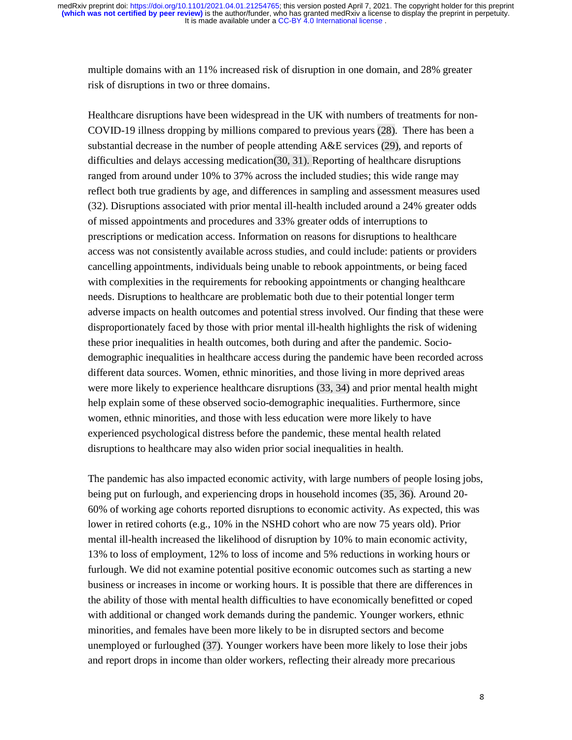multiple domains with an 11% increased risk of disruption in one domain, and 28% greater risk of disruptions in two or three domains.

Healthcare disruptions have been widespread in the UK with numbers of treatments for non-COVID-19 illness dropping by millions compared to previous years (28). There has been a substantial decrease in the number of people attending A&E services (29), and reports of difficulties and delays accessing medication(30, 31). Reporting of healthcare disruptions ranged from around under 10% to 37% across the included studies; this wide range may reflect both true gradients by age, and differences in sampling and assessment measures used (32). Disruptions associated with prior mental ill-health included around a 24% greater odds of missed appointments and procedures and 33% greater odds of interruptions to prescriptions or medication access. Information on reasons for disruptions to healthcare access was not consistently available across studies, and could include: patients or providers cancelling appointments, individuals being unable to rebook appointments, or being faced with complexities in the requirements for rebooking appointments or changing healthcare needs. Disruptions to healthcare are problematic both due to their potential longer term adverse impacts on health outcomes and potential stress involved. Our finding that these were disproportionately faced by those with prior mental ill-health highlights the risk of widening these prior inequalities in health outcomes, both during and after the pandemic. Socio-demographic inequalities in healthcare access during the pandemic have been recorded across different data sources. Women, ethnic minorities, and those living in more deprived areas were more likely to experience healthcare disruptions (33, 34) and prior mental health might help explain some of these observed socio-demographic inequalities. Furthermore, since women, ethnic minorities, and those with less education were more likely to have experienced psychological distress before the pandemic, these mental health related disruptions to healthcare may also widen prior social inequalities in health.

The pandemic has also impacted economic activity, with large numbers of people losing jobs, being put on furlough, and experiencing drops in household incomes (35, 36). Around 20-60% of working age cohorts reported disruptions to economic activity. As expected, this was lower in retired cohorts (e.g., 10% in the NSHD cohort who are now 75 years old). Prior mental ill-health increased the likelihood of disruption by 10% to main economic activity, 13% to loss of employment, 12% to loss of income and 5% reductions in working hours or furlough. We did not examine potential positive economic outcomes such as starting a new business or increases in income or working hours. It is possible that there are differences in the ability of those with mental health difficulties to have economically benefitted or coped with additional or changed work demands during the pandemic. Younger workers, ethnic minorities, and females have been more likely to be in disrupted sectors and become unemployed or furloughed (37). Younger workers have been more likely to lose their jobs and report drops in income than older workers, reflecting their already more precarious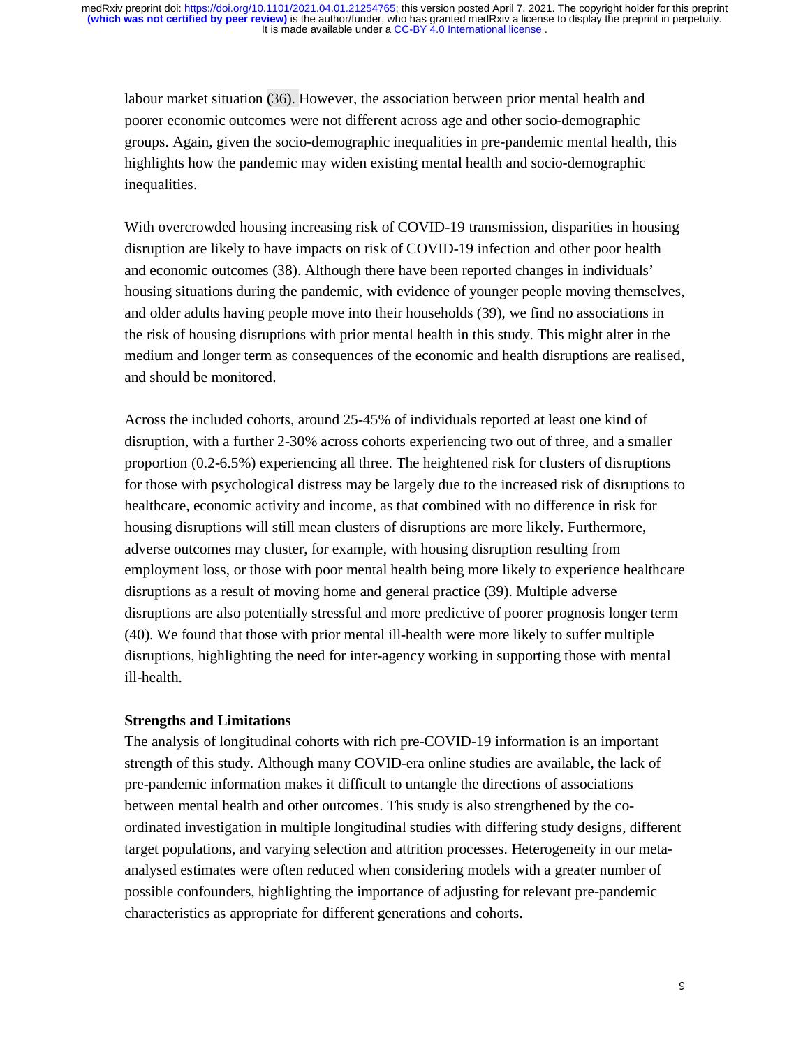labour market situation (36). However, the association between prior mental health and poorer economic outcomes were not different across age and other socio-demographic groups. Again, given the socio-demographic inequalities in pre-pandemic mental health, this highlights how the pandemic may widen existing mental health and socio-demographic inequalities.

With overcrowded housing increasing risk of COVID-19 transmission, disparities in housing disruption are likely to have impacts on risk of COVID-19 infection and other poor health and economic outcomes (38). Although there have been reported changes in individuals' housing situations during the pandemic, with evidence of younger people moving themselves, and older adults having people move into their households (39), we find no associations in the risk of housing disruptions with prior mental health in this study. This might alter in the medium and longer term as consequences of the economic and health disruptions are realised, and should be monitored.

Across the included cohorts, around 25-45% of individuals reported at least one kind of disruption, with a further 2-30% across cohorts experiencing two out of three, and a smaller proportion (0.2-6.5%) experiencing all three. The heightened risk for clusters of disruptions for those with psychological distress may be largely due to the increased risk of disruptions to healthcare, economic activity and income, as that combined with no difference in risk for housing disruptions will still mean clusters of disruptions are more likely. Furthermore, adverse outcomes may cluster, for example, with housing disruption resulting from employment loss, or those with poor mental health being more likely to experience healthcare disruptions as a result of moving home and general practice (39). Multiple adverse disruptions are also potentially stressful and more predictive of poorer prognosis longer term (40). We found that those with prior mental ill-health were more likely to suffer multiple disruptions, highlighting the need for inter-agency working in supporting those with mental ill-health.

**Strengths and Limitations**

The analysis of longitudinal cohorts with rich pre-COVID-19 information is an important strength of this study. Although many COVID-era online studies are available, the lack of pre-pandemic information makes it difficult to untangle the directions of associations between mental health and other outcomes. This study is also strengthened by the co-ordinated investigation in multiple longitudinal studies with differing study designs, different target populations, and varying selection and attrition processes. Heterogeneity in our meta-analysed estimates were often reduced when considering models with a greater number of possible confounders, highlighting the importance of adjusting for relevant pre-pandemic characteristics as appropriate for different generations and cohorts.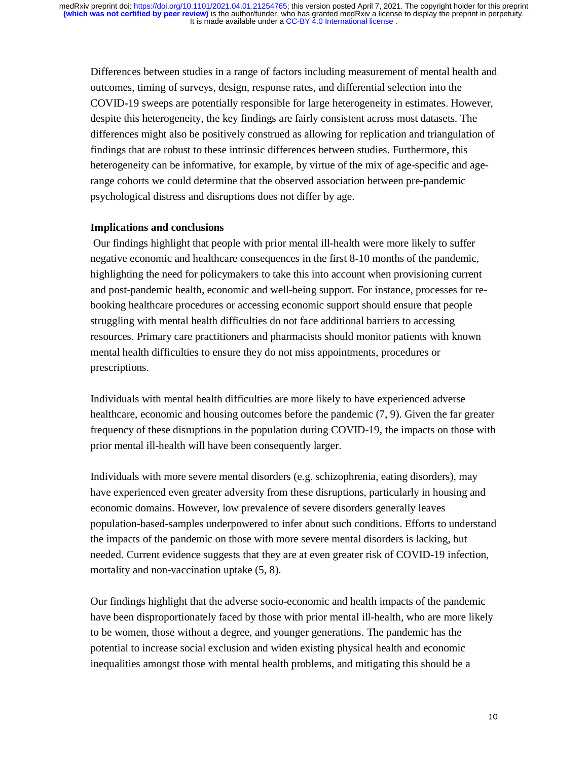Differences between studies in a range of factors including measurement of mental health and outcomes, timing of surveys, design, response rates, and differential selection into the COVID-19 sweeps are potentially responsible for large heterogeneity in estimates. However, despite this heterogeneity, the key findings are fairly consistent across most datasets. The differences might also be positively construed as allowing for replication and triangulation of findings that are robust to these intrinsic differences between studies. Furthermore, this heterogeneity can be informative, for example, by virtue of the mix of age-specific and age-range cohorts we could determine that the observed association between pre-pandemic psychological distress and disruptions does not differ by age.

### Implications and conclusions

Our findings highlight that people with prior mental ill-health were more likely to suffer negative economic and healthcare consequences in the first 8-10 months of the pandemic, highlighting the need for policymakers to take this into account when provisioning current and post-pandemic health, economic and well-being support. For instance, processes for re-booking healthcare procedures or accessing economic support should ensure that people struggling with mental health difficulties do not face additional barriers to accessing resources. Primary care practitioners and pharmacists should monitor patients with known mental health difficulties to ensure they do not miss appointments, procedures or prescriptions.

Individuals with mental health difficulties are more likely to have experienced adverse healthcare, economic and housing outcomes before the pandemic (7, 9). Given the far greater frequency of these disruptions in the population during COVID-19, the impacts on those with prior mental ill-health will have been consequently larger.

Individuals with more severe mental disorders (e.g. schizophrenia, eating disorders), may have experienced even greater adversity from these disruptions, particularly in housing and economic domains. However, low prevalence of severe disorders generally leaves population-based-samples underpowered to infer about such conditions. Efforts to understand the impacts of the pandemic on those with more severe mental disorders is lacking, but needed. Current evidence suggests that they are at even greater risk of COVID-19 infection, mortality and non-vaccination uptake (5, 8).

Our findings highlight that the adverse socio-economic and health impacts of the pandemic have been disproportionately faced by those with prior mental ill-health, who are more likely to be women, those without a degree, and younger generations. The pandemic has the potential to increase social exclusion and widen existing physical health and economic inequalities amongst those with mental health problems, and mitigating this should be a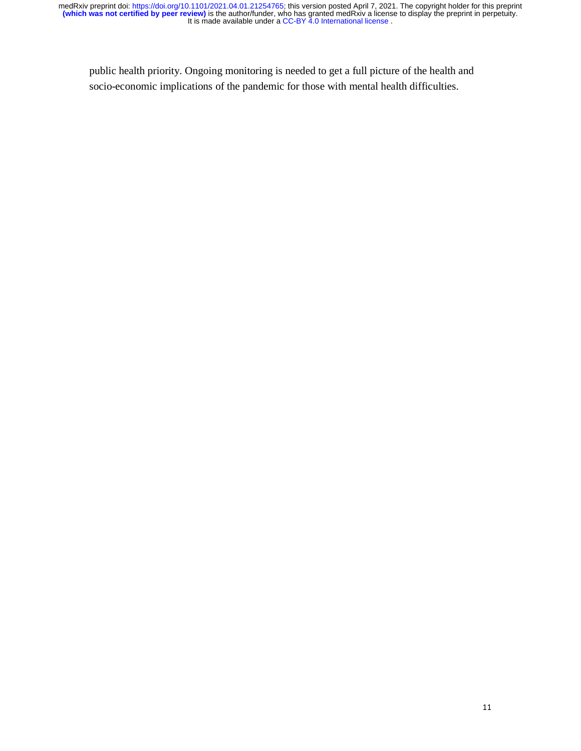public health priority. Ongoing monitoring is needed to get a full picture of the health and socio-economic implications of the pandemic for those with mental health difficulties.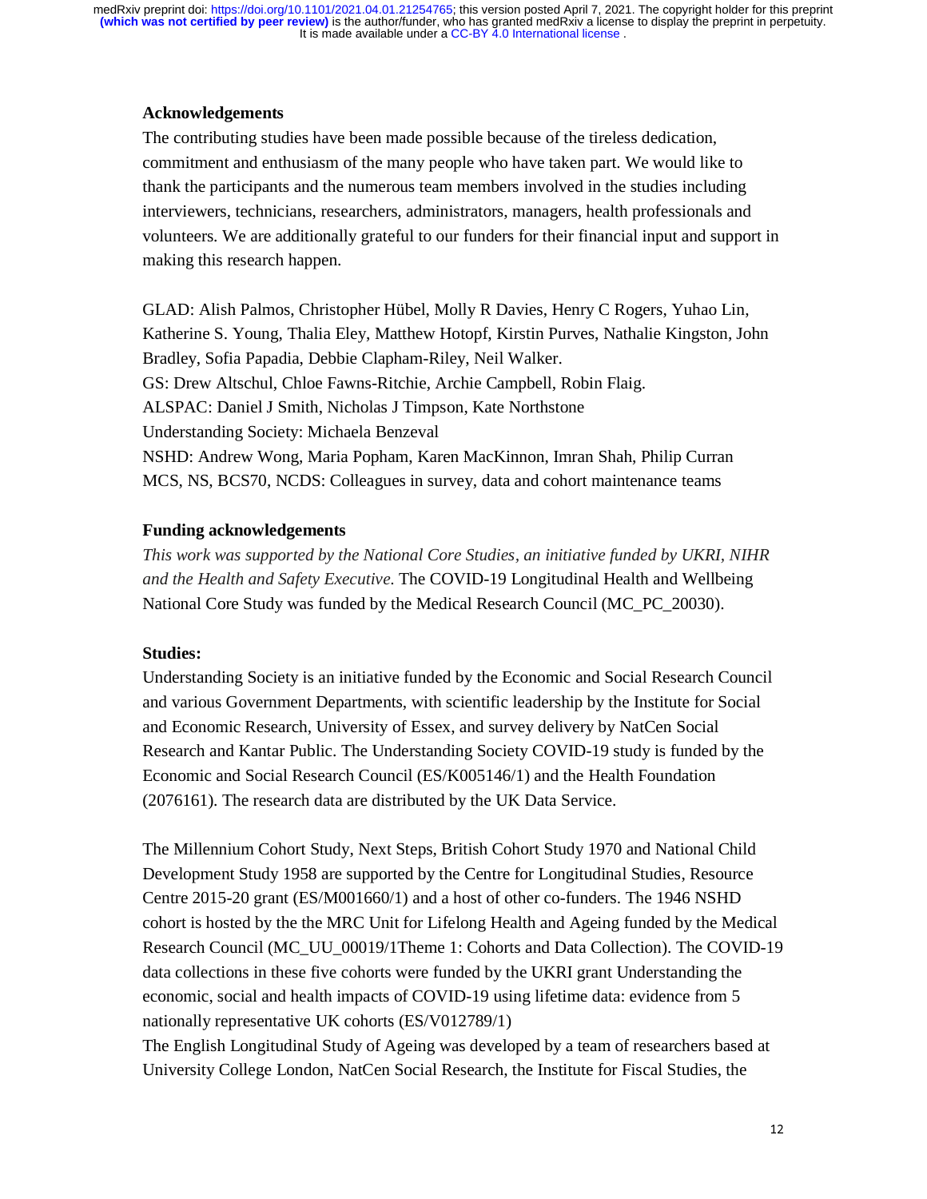**Acknowledgements**

The contributing studies have been made possible because of the tireless dedication, commitment and enthusiasm of the many people who have taken part. We would like to thank the participants and the numerous team members involved in the studies including interviewers, technicians, researchers, administrators, managers, health professionals and volunteers. We are additionally grateful to our funders for their financial input and support in making this research happen.

GLAD: Alish Palmos, Christopher Hübel, Molly R Davies, Henry C Rogers, Yuhao Lin, Katherine S. Young, Thalia Eley, Matthew Hotopf, Kirstin Purves, Nathalie Kingston, John Bradley, Sofia Papadia, Debbie Clapham-Riley, Neil Walker.
GS: Drew Altschul, Chloe Fawns-Ritchie, Archie Campbell, Robin Flaig.
ALSPAC: Daniel J Smith, Nicholas J Timpson, Kate Northstone
Understanding Society: Michaela Benzeval
NSHD: Andrew Wong, Maria Popham, Karen MacKinnon, Imran Shah, Philip Curran
MCS, NS, BCS70, NCDS: Colleagues in survey, data and cohort maintenance teams

**Funding acknowledgements**

*This work was supported by the National Core Studies, an initiative funded by UKRI, NIHR and the Health and Safety Executive.* The COVID-19 Longitudinal Health and Wellbeing National Core Study was funded by the Medical Research Council (MC_PC_20030).

**Studies:**

Understanding Society is an initiative funded by the Economic and Social Research Council and various Government Departments, with scientific leadership by the Institute for Social and Economic Research, University of Essex, and survey delivery by NatCen Social Research and Kantar Public. The Understanding Society COVID-19 study is funded by the Economic and Social Research Council (ES/K005146/1) and the Health Foundation (2076161). The research data are distributed by the UK Data Service.

The Millennium Cohort Study, Next Steps, British Cohort Study 1970 and National Child Development Study 1958 are supported by the Centre for Longitudinal Studies, Resource Centre 2015-20 grant (ES/M001660/1) and a host of other co-funders. The 1946 NSHD cohort is hosted by the the MRC Unit for Lifelong Health and Ageing funded by the Medical Research Council (MC_UU_00019/1Theme 1: Cohorts and Data Collection). The COVID-19 data collections in these five cohorts were funded by the UKRI grant Understanding the economic, social and health impacts of COVID-19 using lifetime data: evidence from 5 nationally representative UK cohorts (ES/V012789/1)
The English Longitudinal Study of Ageing was developed by a team of researchers based at University College London, NatCen Social Research, the Institute for Fiscal Studies, the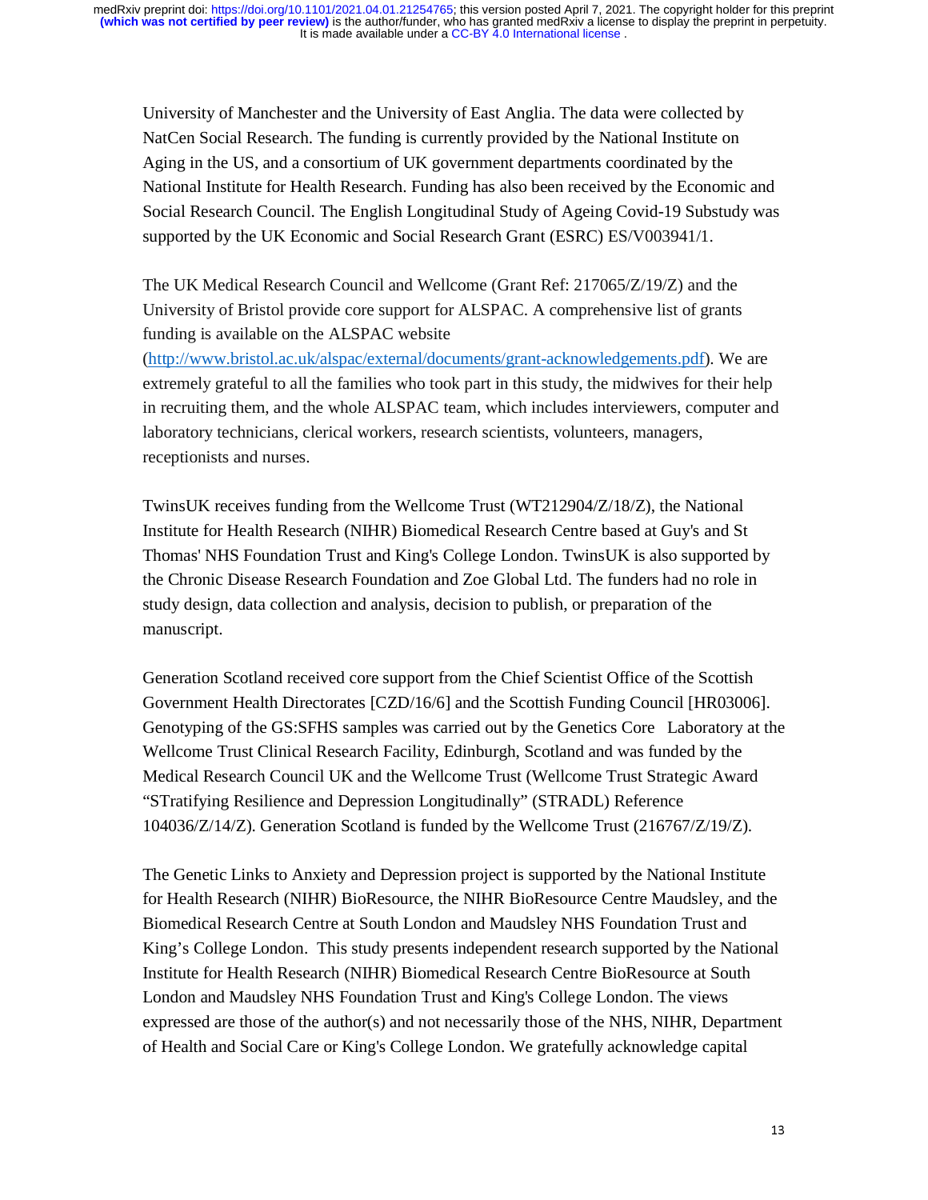University of Manchester and the University of East Anglia. The data were collected by NatCen Social Research. The funding is currently provided by the National Institute on Aging in the US, and a consortium of UK government departments coordinated by the National Institute for Health Research. Funding has also been received by the Economic and Social Research Council. The English Longitudinal Study of Ageing Covid-19 Substudy was supported by the UK Economic and Social Research Grant (ESRC) ES/V003941/1.

The UK Medical Research Council and Wellcome (Grant Ref: 217065/Z/19/Z) and the University of Bristol provide core support for ALSPAC. A comprehensive list of grants funding is available on the ALSPAC website (http://www.bristol.ac.uk/alspac/external/documents/grant-acknowledgements.pdf). We are extremely grateful to all the families who took part in this study, the midwives for their help in recruiting them, and the whole ALSPAC team, which includes interviewers, computer and laboratory technicians, clerical workers, research scientists, volunteers, managers, receptionists and nurses.

TwinsUK receives funding from the Wellcome Trust (WT212904/Z/18/Z), the National Institute for Health Research (NIHR) Biomedical Research Centre based at Guy's and St Thomas' NHS Foundation Trust and King's College London. TwinsUK is also supported by the Chronic Disease Research Foundation and Zoe Global Ltd. The funders had no role in study design, data collection and analysis, decision to publish, or preparation of the manuscript.

Generation Scotland received core support from the Chief Scientist Office of the Scottish Government Health Directorates [CZD/16/6] and the Scottish Funding Council [HR03006]. Genotyping of the GS:SFHS samples was carried out by the Genetics Core Laboratory at the Wellcome Trust Clinical Research Facility, Edinburgh, Scotland and was funded by the Medical Research Council UK and the Wellcome Trust (Wellcome Trust Strategic Award "STratifying Resilience and Depression Longitudinally" (STRADL) Reference 104036/Z/14/Z). Generation Scotland is funded by the Wellcome Trust (216767/Z/19/Z).

The Genetic Links to Anxiety and Depression project is supported by the National Institute for Health Research (NIHR) BioResource, the NIHR BioResource Centre Maudsley, and the Biomedical Research Centre at South London and Maudsley NHS Foundation Trust and King's College London. This study presents independent research supported by the National Institute for Health Research (NIHR) Biomedical Research Centre BioResource at South London and Maudsley NHS Foundation Trust and King's College London. The views expressed are those of the author(s) and not necessarily those of the NHS, NIHR, Department of Health and Social Care or King's College London. We gratefully acknowledge capital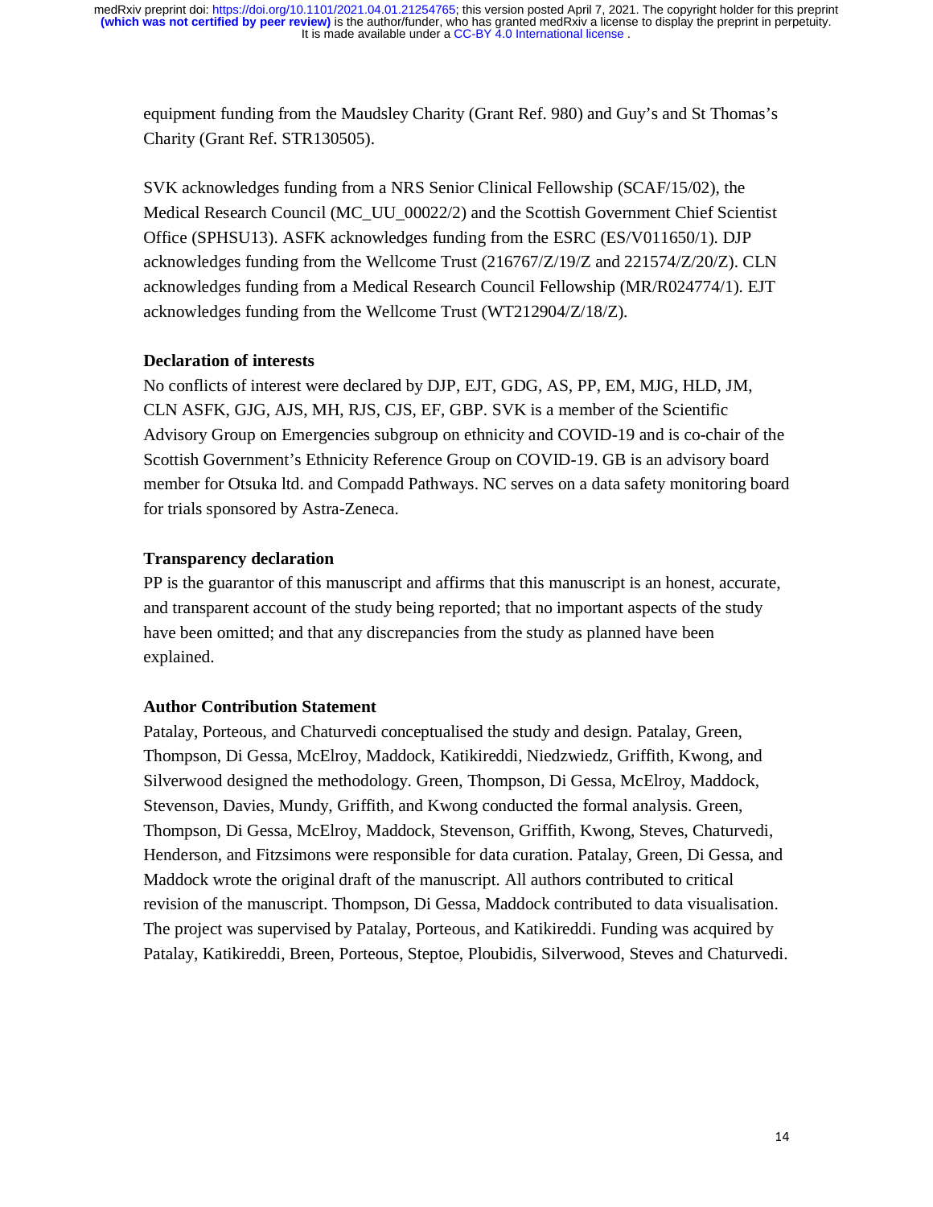equipment funding from the Maudsley Charity (Grant Ref. 980) and Guy's and St Thomas's Charity (Grant Ref. STR130505).

SVK acknowledges funding from a NRS Senior Clinical Fellowship (SCAF/15/02), the Medical Research Council (MC_UU_00022/2) and the Scottish Government Chief Scientist Office (SPHSU13). ASFK acknowledges funding from the ESRC (ES/V011650/1). DJP acknowledges funding from the Wellcome Trust (216767/Z/19/Z and 221574/Z/20/Z). CLN acknowledges funding from a Medical Research Council Fellowship (MR/R024774/1). EJT acknowledges funding from the Wellcome Trust (WT212904/Z/18/Z).

**Declaration of interests**

No conflicts of interest were declared by DJP, EJT, GDG, AS, PP, EM, MJG, HLD, JM, CLN ASFK, GJG, AJS, MH, RJS, CJS, EF, GBP. SVK is a member of the Scientific Advisory Group on Emergencies subgroup on ethnicity and COVID-19 and is co-chair of the Scottish Government's Ethnicity Reference Group on COVID-19. GB is an advisory board member for Otsuka ltd. and Compadd Pathways. NC serves on a data safety monitoring board for trials sponsored by Astra-Zeneca.

**Transparency declaration**

PP is the guarantor of this manuscript and affirms that this manuscript is an honest, accurate, and transparent account of the study being reported; that no important aspects of the study have been omitted; and that any discrepancies from the study as planned have been explained.

**Author Contribution Statement**

Patalay, Porteous, and Chaturvedi conceptualised the study and design. Patalay, Green, Thompson, Di Gessa, McElroy, Maddock, Katikireddi, Niedzwiedz, Griffith, Kwong, and Silverwood designed the methodology. Green, Thompson, Di Gessa, McElroy, Maddock, Stevenson, Davies, Mundy, Griffith, and Kwong conducted the formal analysis. Green, Thompson, Di Gessa, McElroy, Maddock, Stevenson, Griffith, Kwong, Steves, Chaturvedi, Henderson, and Fitzsimons were responsible for data curation. Patalay, Green, Di Gessa, and Maddock wrote the original draft of the manuscript. All authors contributed to critical revision of the manuscript. Thompson, Di Gessa, Maddock contributed to data visualisation. The project was supervised by Patalay, Porteous, and Katikireddi. Funding was acquired by Patalay, Katikireddi, Breen, Porteous, Steptoe, Ploubidis, Silverwood, Steves and Chaturvedi.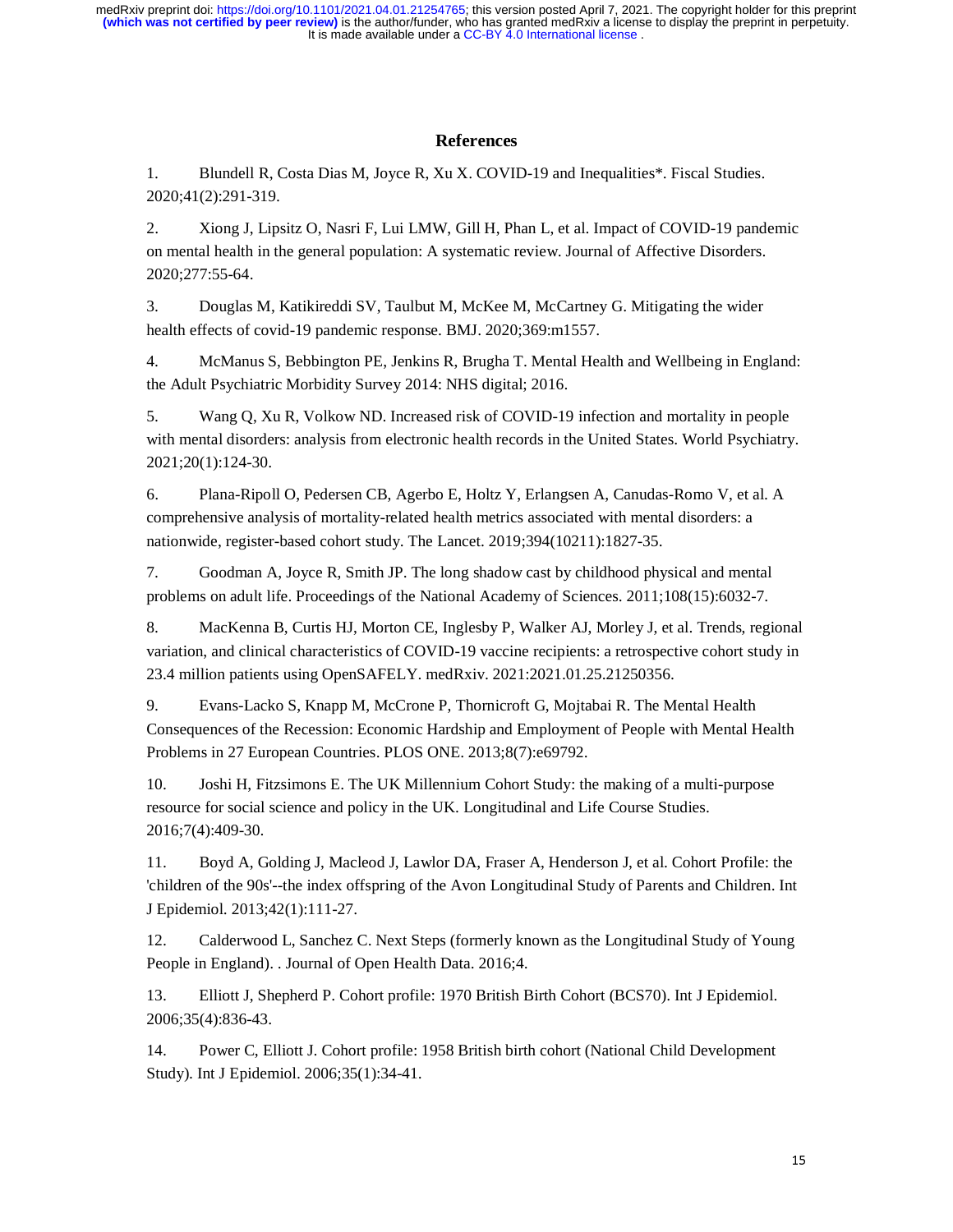## References

1. Blundell R, Costa Dias M, Joyce R, Xu X. COVID-19 and Inequalities*. Fiscal Studies. 2020;41(2):291-319.

2. Xiong J, Lipsitz O, Nasri F, Lui LMW, Gill H, Phan L, et al. Impact of COVID-19 pandemic on mental health in the general population: A systematic review. Journal of Affective Disorders. 2020;277:55-64.

3. Douglas M, Katikireddi SV, Taulbut M, McKee M, McCartney G. Mitigating the wider health effects of covid-19 pandemic response. BMJ. 2020;369:m1557.

4. McManus S, Bebbington PE, Jenkins R, Brugha T. Mental Health and Wellbeing in England: the Adult Psychiatric Morbidity Survey 2014: NHS digital; 2016.

5. Wang Q, Xu R, Volkow ND. Increased risk of COVID-19 infection and mortality in people with mental disorders: analysis from electronic health records in the United States. World Psychiatry. 2021;20(1):124-30.

6. Plana-Ripoll O, Pedersen CB, Agerbo E, Holtz Y, Erlangsen A, Canudas-Romo V, et al. A comprehensive analysis of mortality-related health metrics associated with mental disorders: a nationwide, register-based cohort study. The Lancet. 2019;394(10211):1827-35.

7. Goodman A, Joyce R, Smith JP. The long shadow cast by childhood physical and mental problems on adult life. Proceedings of the National Academy of Sciences. 2011;108(15):6032-7.

8. MacKenna B, Curtis HJ, Morton CE, Inglesby P, Walker AJ, Morley J, et al. Trends, regional variation, and clinical characteristics of COVID-19 vaccine recipients: a retrospective cohort study in 23.4 million patients using OpenSAFELY. medRxiv. 2021:2021.01.25.21250356.

9. Evans-Lacko S, Knapp M, McCrone P, Thornicroft G, Mojtabai R. The Mental Health Consequences of the Recession: Economic Hardship and Employment of People with Mental Health Problems in 27 European Countries. PLOS ONE. 2013;8(7):e69792.

10. Joshi H, Fitzsimons E. The UK Millennium Cohort Study: the making of a multi-purpose resource for social science and policy in the UK. Longitudinal and Life Course Studies. 2016;7(4):409-30.

11. Boyd A, Golding J, Macleod J, Lawlor DA, Fraser A, Henderson J, et al. Cohort Profile: the 'children of the 90s'--the index offspring of the Avon Longitudinal Study of Parents and Children. Int J Epidemiol. 2013;42(1):111-27.

12. Calderwood L, Sanchez C. Next Steps (formerly known as the Longitudinal Study of Young People in England). . Journal of Open Health Data. 2016;4.

13. Elliott J, Shepherd P. Cohort profile: 1970 British Birth Cohort (BCS70). Int J Epidemiol. 2006;35(4):836-43.

14. Power C, Elliott J. Cohort profile: 1958 British birth cohort (National Child Development Study). Int J Epidemiol. 2006;35(1):34-41.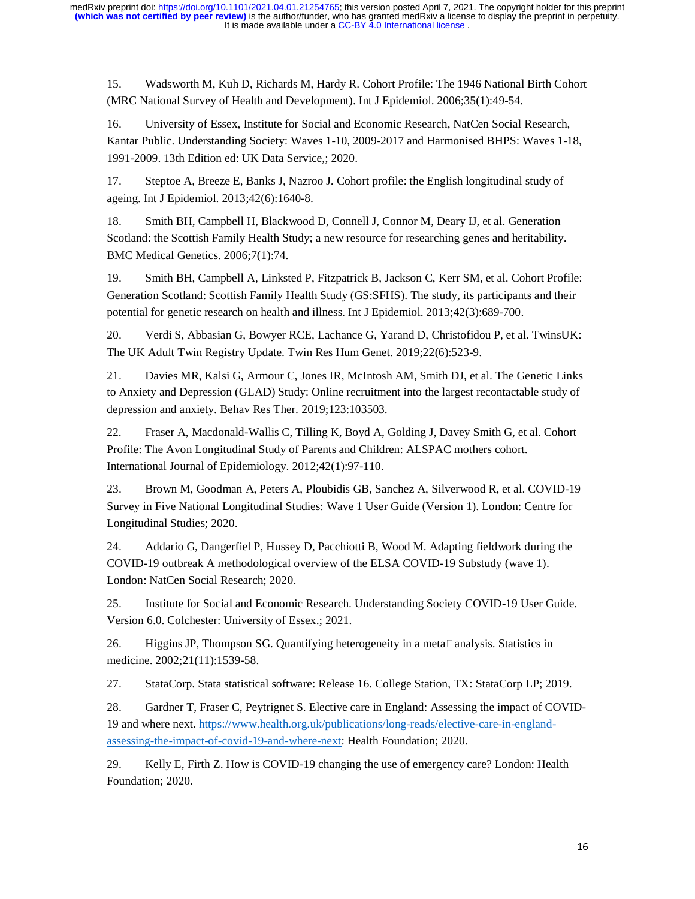15. Wadsworth M, Kuh D, Richards M, Hardy R. Cohort Profile: The 1946 National Birth Cohort (MRC National Survey of Health and Development). Int J Epidemiol. 2006;35(1):49-54.

16. University of Essex, Institute for Social and Economic Research, NatCen Social Research, Kantar Public. Understanding Society: Waves 1-10, 2009-2017 and Harmonised BHPS: Waves 1-18, 1991-2009. 13th Edition ed: UK Data Service,; 2020.

17. Steptoe A, Breeze E, Banks J, Nazroo J. Cohort profile: the English longitudinal study of ageing. Int J Epidemiol. 2013;42(6):1640-8.

18. Smith BH, Campbell H, Blackwood D, Connell J, Connor M, Deary IJ, et al. Generation Scotland: the Scottish Family Health Study; a new resource for researching genes and heritability. BMC Medical Genetics. 2006;7(1):74.

19. Smith BH, Campbell A, Linksted P, Fitzpatrick B, Jackson C, Kerr SM, et al. Cohort Profile: Generation Scotland: Scottish Family Health Study (GS:SFHS). The study, its participants and their potential for genetic research on health and illness. Int J Epidemiol. 2013;42(3):689-700.

20. Verdi S, Abbasian G, Bowyer RCE, Lachance G, Yarand D, Christofidou P, et al. TwinsUK: The UK Adult Twin Registry Update. Twin Res Hum Genet. 2019;22(6):523-9.

21. Davies MR, Kalsi G, Armour C, Jones IR, McIntosh AM, Smith DJ, et al. The Genetic Links to Anxiety and Depression (GLAD) Study: Online recruitment into the largest recontactable study of depression and anxiety. Behav Res Ther. 2019;123:103503.

22. Fraser A, Macdonald-Wallis C, Tilling K, Boyd A, Golding J, Davey Smith G, et al. Cohort Profile: The Avon Longitudinal Study of Parents and Children: ALSPAC mothers cohort. International Journal of Epidemiology. 2012;42(1):97-110.

23. Brown M, Goodman A, Peters A, Ploubidis GB, Sanchez A, Silverwood R, et al. COVID-19 Survey in Five National Longitudinal Studies: Wave 1 User Guide (Version 1). London: Centre for Longitudinal Studies; 2020.

24. Addario G, Dangerfiel P, Hussey D, Pacchiotti B, Wood M. Adapting fieldwork during the COVID-19 outbreak A methodological overview of the ELSA COVID-19 Substudy (wave 1). London: NatCen Social Research; 2020.

25. Institute for Social and Economic Research. Understanding Society COVID-19 User Guide. Version 6.0. Colchester: University of Essex.; 2021.

26. Higgins JP, Thompson SG. Quantifying heterogeneity in a meta□analysis. Statistics in medicine. 2002;21(11):1539-58.

27. StataCorp. Stata statistical software: Release 16. College Station, TX: StataCorp LP; 2019.

28. Gardner T, Fraser C, Peytrignet S. Elective care in England: Assessing the impact of COVID-19 and where next. https://www.health.org.uk/publications/long-reads/elective-care-in-england-assessing-the-impact-of-covid-19-and-where-next: Health Foundation; 2020.

29. Kelly E, Firth Z. How is COVID-19 changing the use of emergency care? London: Health Foundation; 2020.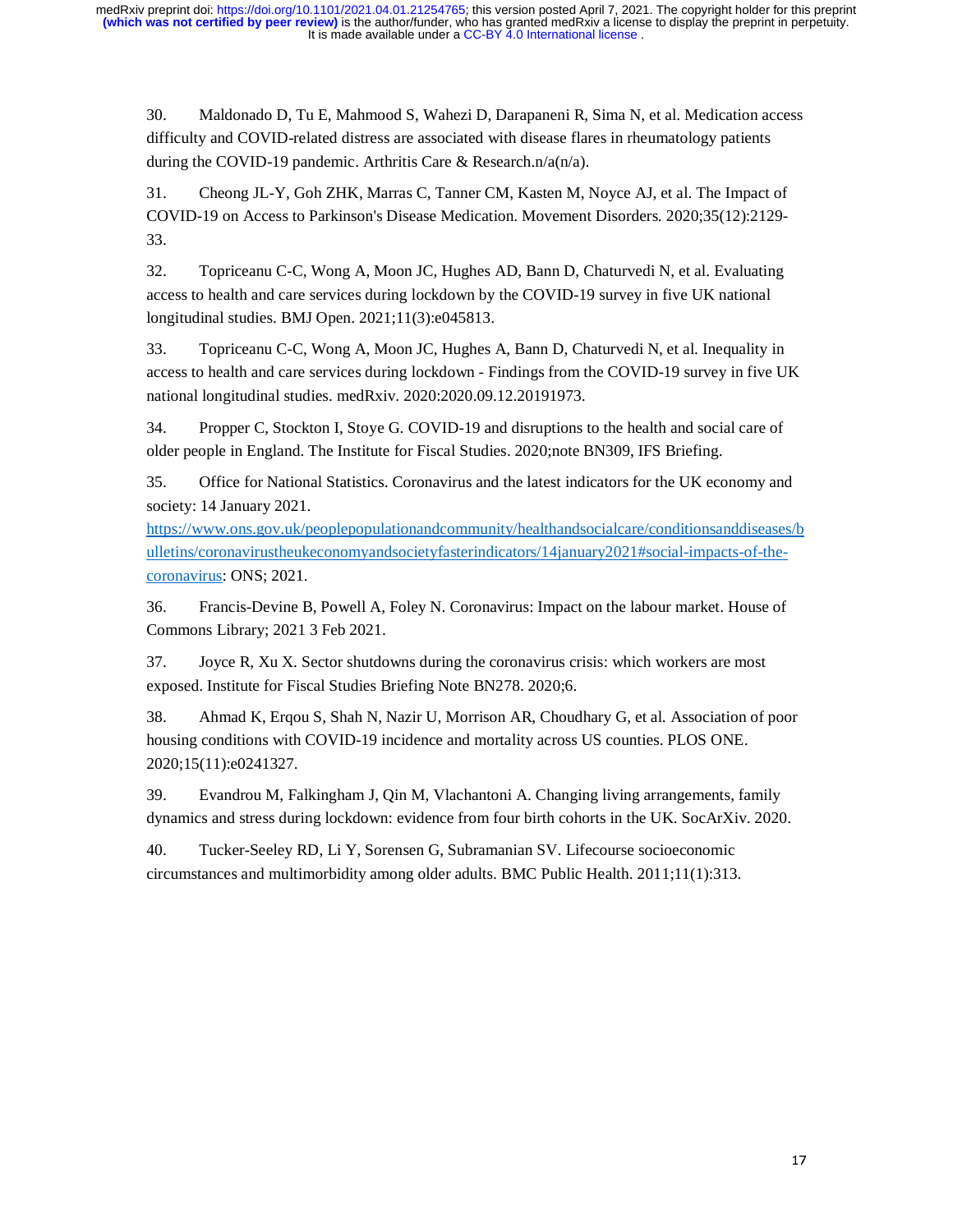30. Maldonado D, Tu E, Mahmood S, Wahezi D, Darapaneni R, Sima N, et al. Medication access difficulty and COVID-related distress are associated with disease flares in rheumatology patients during the COVID-19 pandemic. Arthritis Care & Research.n/a(n/a).

31. Cheong JL-Y, Goh ZHK, Marras C, Tanner CM, Kasten M, Noyce AJ, et al. The Impact of COVID-19 on Access to Parkinson's Disease Medication. Movement Disorders. 2020;35(12):2129-33.

32. Topriceanu C-C, Wong A, Moon JC, Hughes AD, Bann D, Chaturvedi N, et al. Evaluating access to health and care services during lockdown by the COVID-19 survey in five UK national longitudinal studies. BMJ Open. 2021;11(3):e045813.

33. Topriceanu C-C, Wong A, Moon JC, Hughes A, Bann D, Chaturvedi N, et al. Inequality in access to health and care services during lockdown - Findings from the COVID-19 survey in five UK national longitudinal studies. medRxiv. 2020:2020.09.12.20191973.

34. Propper C, Stockton I, Stoye G. COVID-19 and disruptions to the health and social care of older people in England. The Institute for Fiscal Studies. 2020;note BN309, IFS Briefing.

35. Office for National Statistics. Coronavirus and the latest indicators for the UK economy and society: 14 January 2021. https://www.ons.gov.uk/peoplepopulationandcommunity/healthandsocialcare/conditionsanddiseases/bulletins/coronavirustheukeconomyandsocietyfasterindicators/14january2021#social-impacts-of-the-coronavirus: ONS; 2021.

36. Francis-Devine B, Powell A, Foley N. Coronavirus: Impact on the labour market. House of Commons Library; 2021 3 Feb 2021.

37. Joyce R, Xu X. Sector shutdowns during the coronavirus crisis: which workers are most exposed. Institute for Fiscal Studies Briefing Note BN278. 2020;6.

38. Ahmad K, Erqou S, Shah N, Nazir U, Morrison AR, Choudhary G, et al. Association of poor housing conditions with COVID-19 incidence and mortality across US counties. PLOS ONE. 2020;15(11):e0241327.

39. Evandrou M, Falkingham J, Qin M, Vlachantoni A. Changing living arrangements, family dynamics and stress during lockdown: evidence from four birth cohorts in the UK. SocArXiv. 2020.

40. Tucker-Seeley RD, Li Y, Sorensen G, Subramanian SV. Lifecourse socioeconomic circumstances and multimorbidity among older adults. BMC Public Health. 2011;11(1):313.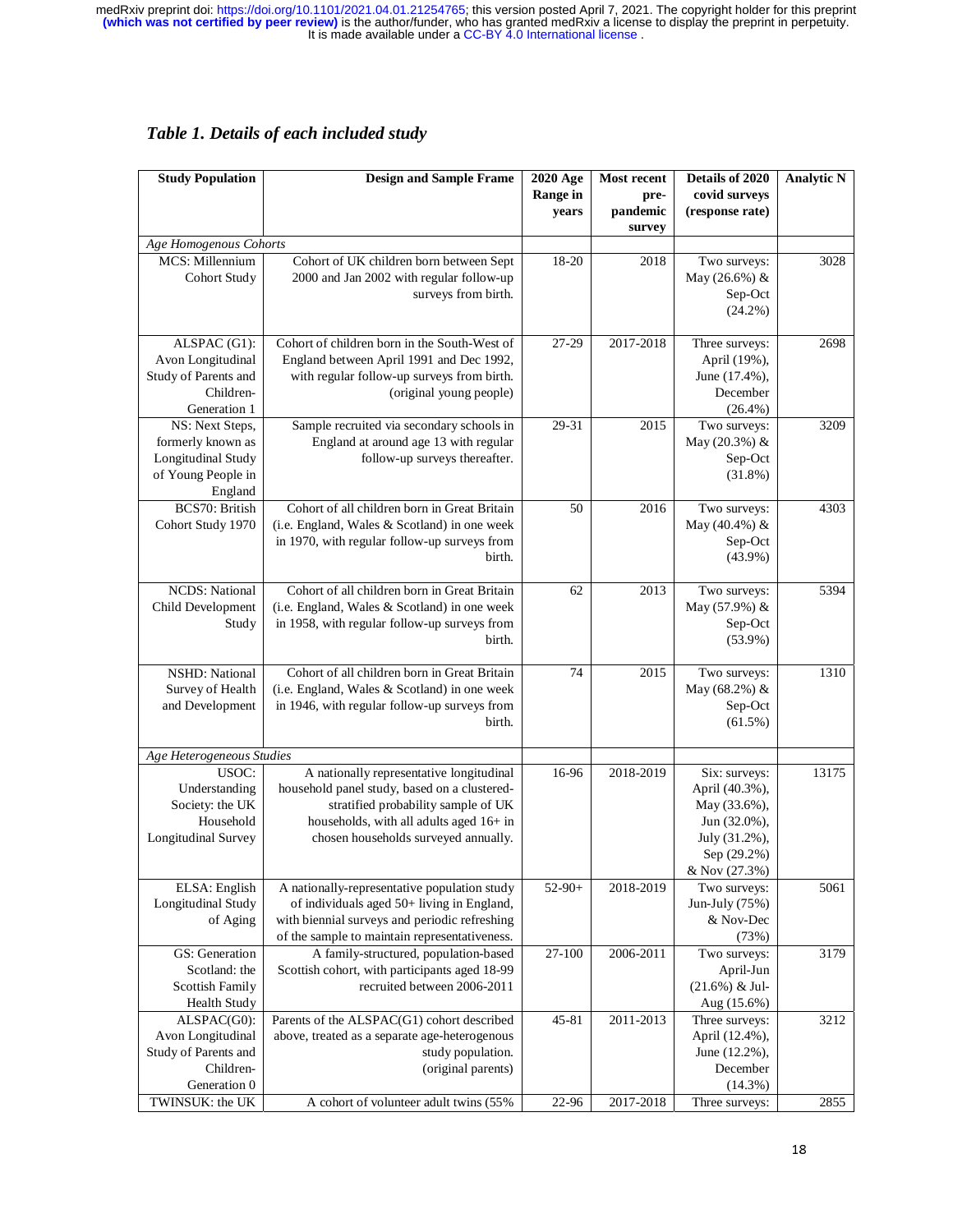## *Table 1. Details of each included study*

| Study Population | Design and Sample Frame | 2020 Age Range in years | Most recent pre-pandemic survey | Details of 2020 covid surveys (response rate) | Analytic N |
|---|---|---|---|---|---|
| *Age Homogenous Cohorts* | | | | | |
| MCS: Millennium Cohort Study | Cohort of UK children born between Sept 2000 and Jan 2002 with regular follow-up surveys from birth. | 18-20 | 2018 | Two surveys: May (26.6%) & Sep-Oct (24.2%) | 3028 |
| ALSPAC (G1): Avon Longitudinal Study of Parents and Children-Generation 1 | Cohort of children born in the South-West of England between April 1991 and Dec 1992, with regular follow-up surveys from birth. (original young people) | 27-29 | 2017-2018 | Three surveys: April (19%), June (17.4%), December (26.4%) | 2698 |
| NS: Next Steps, formerly known as Longitudinal Study of Young People in England | Sample recruited via secondary schools in England at around age 13 with regular follow-up surveys thereafter. | 29-31 | 2015 | Two surveys: May (20.3%) & Sep-Oct (31.8%) | 3209 |
| BCS70: British Cohort Study 1970 | Cohort of all children born in Great Britain (i.e. England, Wales & Scotland) in one week in 1970, with regular follow-up surveys from birth. | 50 | 2016 | Two surveys: May (40.4%) & Sep-Oct (43.9%) | 4303 |
| NCDS: National Child Development Study | Cohort of all children born in Great Britain (i.e. England, Wales & Scotland) in one week in 1958, with regular follow-up surveys from birth. | 62 | 2013 | Two surveys: May (57.9%) & Sep-Oct (53.9%) | 5394 |
| NSHD: National Survey of Health and Development | Cohort of all children born in Great Britain (i.e. England, Wales & Scotland) in one week in 1946, with regular follow-up surveys from birth. | 74 | 2015 | Two surveys: May (68.2%) & Sep-Oct (61.5%) | 1310 |
| *Age Heterogeneous Studies* | | | | | |
| USOC: Understanding Society: the UK Household Longitudinal Survey | A nationally representative longitudinal household panel study, based on a clustered-stratified probability sample of UK households, with all adults aged 16+ in chosen households surveyed annually. | 16-96 | 2018-2019 | Six: surveys: April (40.3%), May (33.6%), Jun (32.0%), July (31.2%), Sep (29.2%) & Nov (27.3%) | 13175 |
| ELSA: English Longitudinal Study of Aging | A nationally-representative population study of individuals aged 50+ living in England, with biennial surveys and periodic refreshing of the sample to maintain representativeness. | 52-90+ | 2018-2019 | Two surveys: Jun-July (75%) & Nov-Dec (73%) | 5061 |
| GS: Generation Scotland: the Scottish Family Health Study | A family-structured, population-based Scottish cohort, with participants aged 18-99 recruited between 2006-2011 | 27-100 | 2006-2011 | Two surveys: April-Jun (21.6%) & Jul-Aug (15.6%) | 3179 |
| ALSPAC(G0): Avon Longitudinal Study of Parents and Children-Generation 0 | Parents of the ALSPAC(G1) cohort described above, treated as a separate age-heterogenous study population. (original parents) | 45-81 | 2011-2013 | Three surveys: April (12.4%), June (12.2%), December (14.3%) | 3212 |
| TWINSUK: the UK | A cohort of volunteer adult twins (55% | 22-96 | 2017-2018 | Three surveys: | 2855 |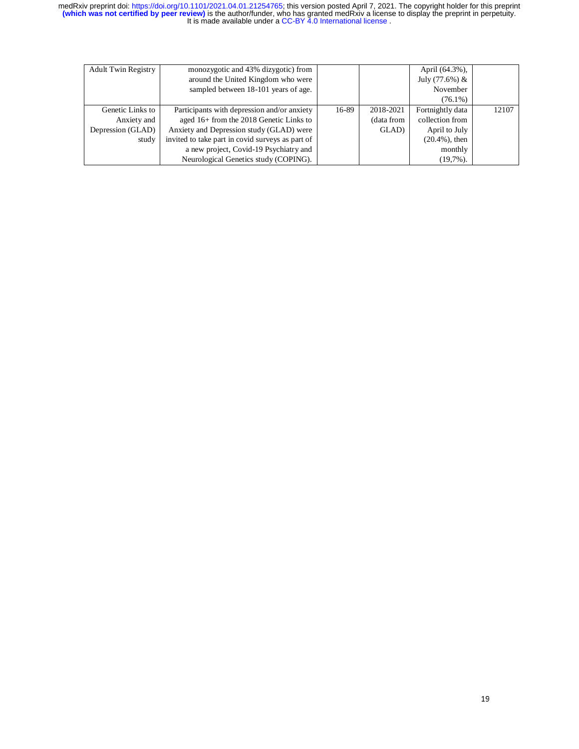| Adult Twin Registry | monozygotic and 43% dizygotic) from around the United Kingdom who were sampled between 18-101 years of age. | | | April (64.3%), July (77.6%) & November (76.1%) | |
|---|---|---|---|---|---|
| Genetic Links to Anxiety and Depression (GLAD) study | Participants with depression and/or anxiety aged 16+ from the 2018 Genetic Links to Anxiety and Depression study (GLAD) were invited to take part in covid surveys as part of a new project, Covid-19 Psychiatry and Neurological Genetics study (COPING). | 16-89 | 2018-2021 (data from GLAD) | Fortnightly data collection from April to July (20.4%), then monthly (19,7%). | 12107 |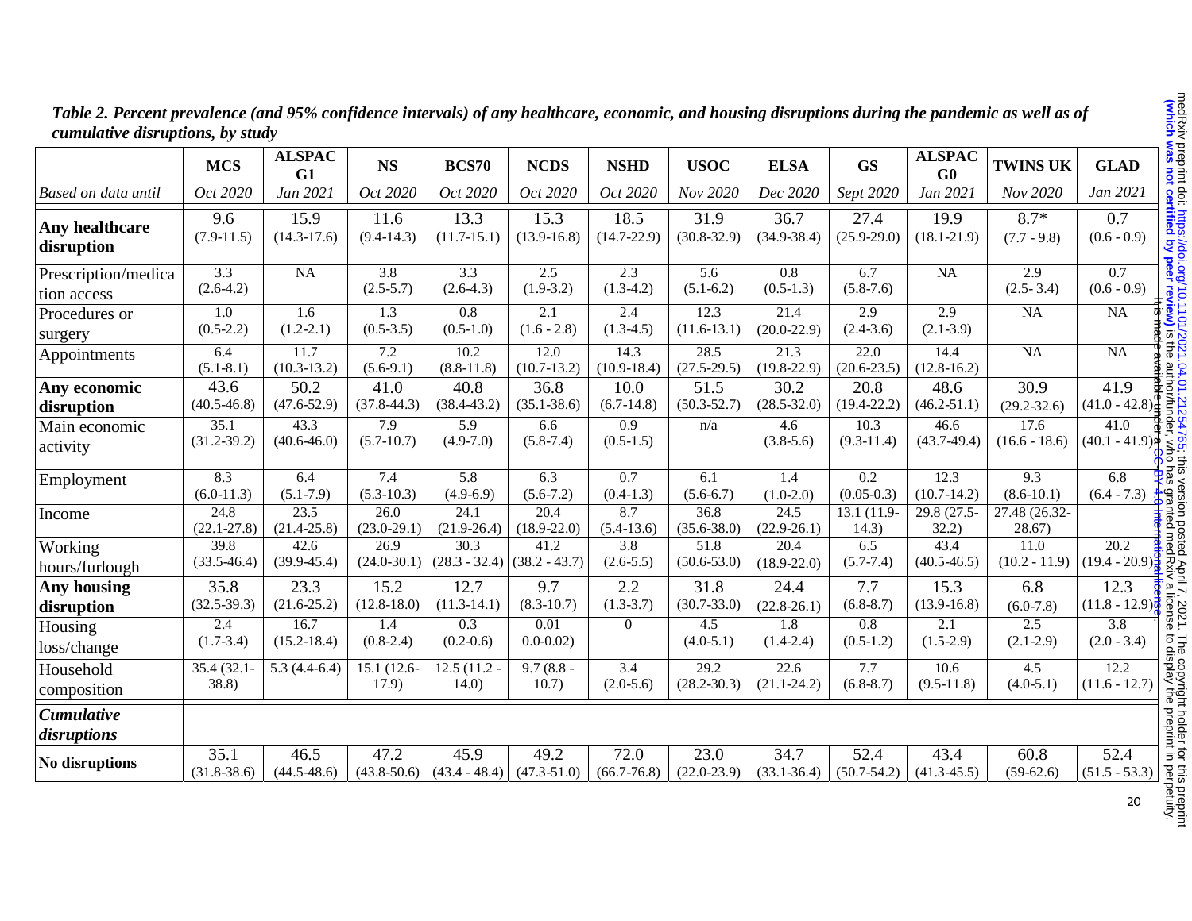*Table 2. Percent prevalence (and 95% confidence intervals) of any healthcare, economic, and housing disruptions during the pandemic as well as of cumulative disruptions, by study*

| | MCS | ALSPAC G1 | NS | BCS70 | NCDS | NSHD | USOC | ELSA | GS | ALSPAC G0 | TWINS UK | GLAD |
|---|---|---|---|---|---|---|---|---|---|---|---|---|
| *Based on data until* | *Oct 2020* | *Jan 2021* | *Oct 2020* | *Oct 2020* | *Oct 2020* | *Oct 2020* | *Nov 2020* | *Dec 2020* | *Sept 2020* | *Jan 2021* | *Nov 2020* | *Jan 2021* |
| **Any healthcare disruption** | 9.6 (7.9-11.5) | 15.9 (14.3-17.6) | 11.6 (9.4-14.3) | 13.3 (11.7-15.1) | 15.3 (13.9-16.8) | 18.5 (14.7-22.9) | 31.9 (30.8-32.9) | 36.7 (34.9-38.4) | 27.4 (25.9-29.0) | 19.9 (18.1-21.9) | 8.7* (7.7 - 9.8) | 0.7 (0.6 - 0.9) |
| Prescription/medication access | 3.3 (2.6-4.2) | NA | 3.8 (2.5-5.7) | 3.3 (2.6-4.3) | 2.5 (1.9-3.2) | 2.3 (1.3-4.2) | 5.6 (5.1-6.2) | 0.8 (0.5-1.3) | 6.7 (5.8-7.6) | NA | 2.9 (2.5- 3.4) | 0.7 (0.6 - 0.9) |
| Procedures or surgery | 1.0 (0.5-2.2) | 1.6 (1.2-2.1) | 1.3 (0.5-3.5) | 0.8 (0.5-1.0) | 2.1 (1.6 - 2.8) | 2.4 (1.3-4.5) | 12.3 (11.6-13.1) | 21.4 (20.0-22.9) | 2.9 (2.4-3.6) | 2.9 (2.1-3.9) | NA | NA |
| Appointments | 6.4 (5.1-8.1) | 11.7 (10.3-13.2) | 7.2 (5.6-9.1) | 10.2 (8.8-11.8) | 12.0 (10.7-13.2) | 14.3 (10.9-18.4) | 28.5 (27.5-29.5) | 21.3 (19.8-22.9) | 22.0 (20.6-23.5) | 14.4 (12.8-16.2) | NA | NA |
| **Any economic disruption** | 43.6 (40.5-46.8) | 50.2 (47.6-52.9) | 41.0 (37.8-44.3) | 40.8 (38.4-43.2) | 36.8 (35.1-38.6) | 10.0 (6.7-14.8) | 51.5 (50.3-52.7) | 30.2 (28.5-32.0) | 20.8 (19.4-22.2) | 48.6 (46.2-51.1) | 30.9 (29.2-32.6) | 41.9 (41.0 - 42.8) |
| Main economic activity | 35.1 (31.2-39.2) | 43.3 (40.6-46.0) | 7.9 (5.7-10.7) | 5.9 (4.9-7.0) | 6.6 (5.8-7.4) | 0.9 (0.5-1.5) | n/a | 4.6 (3.8-5.6) | 10.3 (9.3-11.4) | 46.6 (43.7-49.4) | 17.6 (16.6 - 18.6) | 41.0 (40.1 - 41.9) |
| Employment | 8.3 (6.0-11.3) | 6.4 (5.1-7.9) | 7.4 (5.3-10.3) | 5.8 (4.9-6.9) | 6.3 (5.6-7.2) | 0.7 (0.4-1.3) | 6.1 (5.6-6.7) | 1.4 (1.0-2.0) | 0.2 (0.05-0.3) | 12.3 (10.7-14.2) | 9.3 (8.6-10.1) | 6.8 (6.4 - 7.3) |
| Income | 24.8 (22.1-27.8) | 23.5 (21.4-25.8) | 26.0 (23.0-29.1) | 24.1 (21.9-26.4) | 20.4 (18.9-22.0) | 8.7 (5.4-13.6) | 36.8 (35.6-38.0) | 24.5 (22.9-26.1) | 13.1 (11.9-14.3) | 29.8 (27.5-32.2) | 27.48 (26.32-28.67) | |
| Working hours/furlough | 39.8 (33.5-46.4) | 42.6 (39.9-45.4) | 26.9 (24.0-30.1) | 30.3 (28.3 - 32.4) | 41.2 (38.2 - 43.7) | 3.8 (2.6-5.5) | 51.8 (50.6-53.0) | 20.4 (18.9-22.0) | 6.5 (5.7-7.4) | 43.4 (40.5-46.5) | 11.0 (10.2 - 11.9) | 20.2 (19.4 - 20.9) |
| **Any housing disruption** | 35.8 (32.5-39.3) | 23.3 (21.6-25.2) | 15.2 (12.8-18.0) | 12.7 (11.3-14.1) | 9.7 (8.3-10.7) | 2.2 (1.3-3.7) | 31.8 (30.7-33.0) | 24.4 (22.8-26.1) | 7.7 (6.8-8.7) | 15.3 (13.9-16.8) | 6.8 (6.0-7.8) | 12.3 (11.8 - 12.9) |
| Housing loss/change | 2.4 (1.7-3.4) | 16.7 (15.2-18.4) | 1.4 (0.8-2.4) | 0.3 (0.2-0.6) | 0.01 0.0-0.02) | 0 | 4.5 (4.0-5.1) | 1.8 (1.4-2.4) | 0.8 (0.5-1.2) | 2.1 (1.5-2.9) | 2.5 (2.1-2.9) | 3.8 (2.0 - 3.4) |
| Household composition | 35.4 (32.1-38.8) | 5.3 (4.4-6.4) | 15.1 (12.6-17.9) | 12.5 (11.2 - 14.0) | 9.7 (8.8 - 10.7) | 3.4 (2.0-5.6) | 29.2 (28.2-30.3) | 22.6 (21.1-24.2) | 7.7 (6.8-8.7) | 10.6 (9.5-11.8) | 4.5 (4.0-5.1) | 12.2 (11.6 - 12.7) |
| ***Cumulative disruptions*** | | | | | | | | | | | | |
| **No disruptions** | 35.1 (31.8-38.6) | 46.5 (44.5-48.6) | 47.2 (43.8-50.6) | 45.9 (43.4 - 48.4) | 49.2 (47.3-51.0) | 72.0 (66.7-76.8) | 23.0 (22.0-23.9) | 34.7 (33.1-36.4) | 52.4 (50.7-54.2) | 43.4 (41.3-45.5) | 60.8 (59-62.6) | 52.4 (51.5 - 53.3) |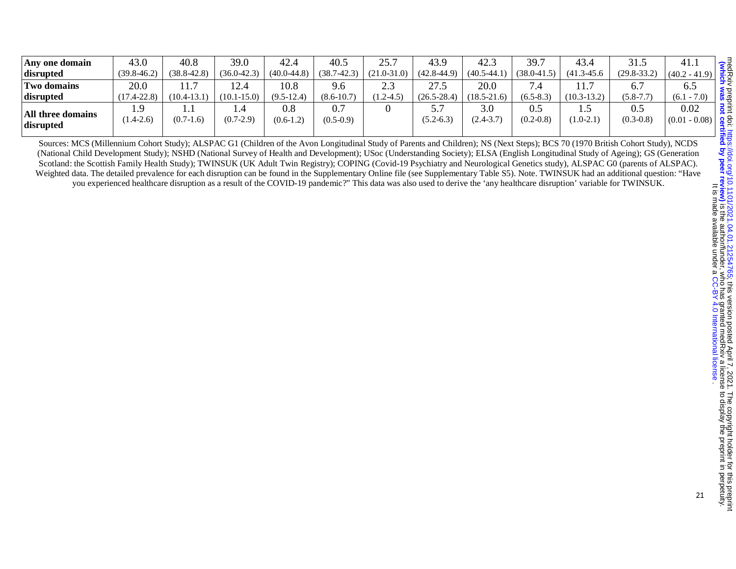| | | | | | | | | | | | | |
|---|---|---|---|---|---|---|---|---|---|---|---|---|
| **Any one domain disrupted** | 43.0 (39.8-46.2) | 40.8 (38.8-42.8) | 39.0 (36.0-42.3) | 42.4 (40.0-44.8) | 40.5 (38.7-42.3) | 25.7 (21.0-31.0) | 43.9 (42.8-44.9) | 42.3 (40.5-44.1) | 39.7 (38.0-41.5) | 43.4 (41.3-45.6 | 31.5 (29.8-33.2) | 41.1 (40.2 - 41.9) |
| **Two domains disrupted** | 20.0 (17.4-22.8) | 11.7 (10.4-13.1) | 12.4 (10.1-15.0) | 10.8 (9.5-12.4) | 9.6 (8.6-10.7) | 2.3 (1.2-4.5) | 27.5 (26.5-28.4) | 20.0 (18.5-21.6) | 7.4 (6.5-8.3) | 11.7 (10.3-13.2) | 6.7 (5.8-7.7) | 6.5 (6.1 - 7.0) |
| **All three domains disrupted** | 1.9 (1.4-2.6) | 1.1 (0.7-1.6) | 1.4 (0.7-2.9) | 0.8 (0.6-1.2) | 0.7 (0.5-0.9) | 0 | 5.7 (5.2-6.3) | 3.0 (2.4-3.7) | 0.5 (0.2-0.8) | 1.5 (1.0-2.1) | 0.5 (0.3-0.8) | 0.02 (0.01 - 0.08) |

Sources: MCS (Millennium Cohort Study); ALSPAC G1 (Children of the Avon Longitudinal Study of Parents and Children); NS (Next Steps); BCS 70 (1970 British Cohort Study), NCDS (National Child Development Study); NSHD (National Survey of Health and Development); USoc (Understanding Society); ELSA (English Longitudinal Study of Ageing); GS (Generation Scotland: the Scottish Family Health Study); TWINSUK (UK Adult Twin Registry); COPING (Covid-19 Psychiatry and Neurological Genetics study), ALSPAC G0 (parents of ALSPAC). Weighted data. The detailed prevalence for each disruption can be found in the Supplementary Online file (see Supplementary Table S5). Note. TWINSUK had an additional question: "Have you experienced healthcare disruption as a result of the COVID-19 pandemic?" This data was also used to derive the 'any healthcare disruption' variable for TWINSUK.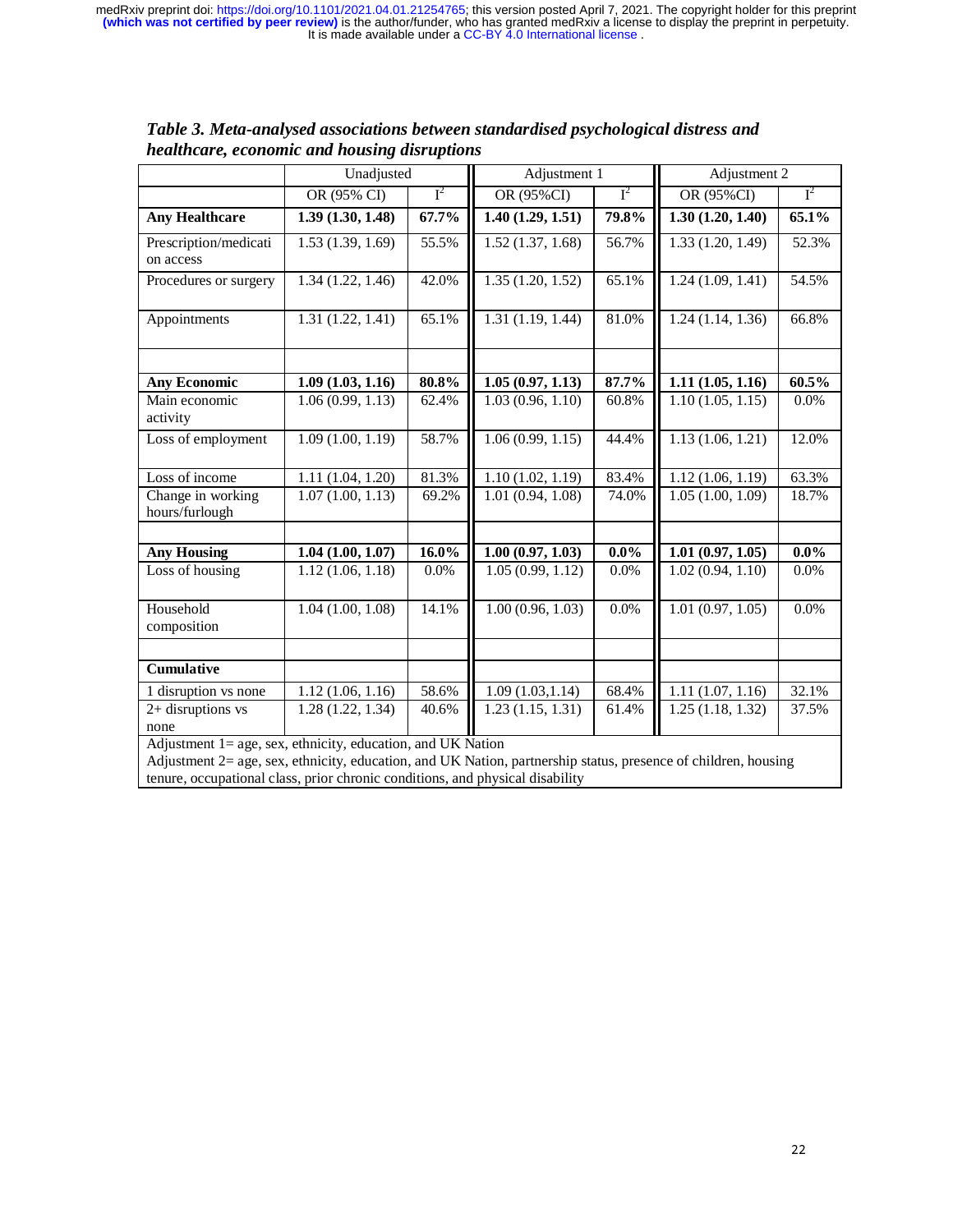*Table 3. Meta-analysed associations between standardised psychological distress and healthcare, economic and housing disruptions*

| | Unadjusted | | Adjustment 1 | | Adjustment 2 | |
|---|---|---|---|---|---|---|
| | OR (95% CI) | $I^2$ | OR (95%CI) | $I^2$ | OR (95%CI) | $I^2$ |
| **Any Healthcare** | **1.39 (1.30, 1.48)** | **67.7%** | **1.40 (1.29, 1.51)** | **79.8%** | **1.30 (1.20, 1.40)** | **65.1%** |
| Prescription/medication access | 1.53 (1.39, 1.69) | 55.5% | 1.52 (1.37, 1.68) | 56.7% | 1.33 (1.20, 1.49) | 52.3% |
| Procedures or surgery | 1.34 (1.22, 1.46) | 42.0% | 1.35 (1.20, 1.52) | 65.1% | 1.24 (1.09, 1.41) | 54.5% |
| Appointments | 1.31 (1.22, 1.41) | 65.1% | 1.31 (1.19, 1.44) | 81.0% | 1.24 (1.14, 1.36) | 66.8% |
| | | | | | | |
| **Any Economic** | **1.09 (1.03, 1.16)** | **80.8%** | **1.05 (0.97, 1.13)** | **87.7%** | **1.11 (1.05, 1.16)** | **60.5%** |
| Main economic activity | 1.06 (0.99, 1.13) | 62.4% | 1.03 (0.96, 1.10) | 60.8% | 1.10 (1.05, 1.15) | 0.0% |
| Loss of employment | 1.09 (1.00, 1.19) | 58.7% | 1.06 (0.99, 1.15) | 44.4% | 1.13 (1.06, 1.21) | 12.0% |
| Loss of income | 1.11 (1.04, 1.20) | 81.3% | 1.10 (1.02, 1.19) | 83.4% | 1.12 (1.06, 1.19) | 63.3% |
| Change in working hours/furlough | 1.07 (1.00, 1.13) | 69.2% | 1.01 (0.94, 1.08) | 74.0% | 1.05 (1.00, 1.09) | 18.7% |
| | | | | | | |
| **Any Housing** | **1.04 (1.00, 1.07)** | **16.0%** | **1.00 (0.97, 1.03)** | **0.0%** | **1.01 (0.97, 1.05)** | **0.0%** |
| Loss of housing | 1.12 (1.06, 1.18) | 0.0% | 1.05 (0.99, 1.12) | 0.0% | 1.02 (0.94, 1.10) | 0.0% |
| Household composition | 1.04 (1.00, 1.08) | 14.1% | 1.00 (0.96, 1.03) | 0.0% | 1.01 (0.97, 1.05) | 0.0% |
| | | | | | | |
| **Cumulative** | | | | | | |
| 1 disruption vs none | 1.12 (1.06, 1.16) | 58.6% | 1.09 (1.03,1.14) | 68.4% | 1.11 (1.07, 1.16) | 32.1% |
| 2+ disruptions vs none | 1.28 (1.22, 1.34) | 40.6% | 1.23 (1.15, 1.31) | 61.4% | 1.25 (1.18, 1.32) | 37.5% |

Adjustment 1= age, sex, ethnicity, education, and UK Nation
Adjustment 2= age, sex, ethnicity, education, and UK Nation, partnership status, presence of children, housing tenure, occupational class, prior chronic conditions, and physical disability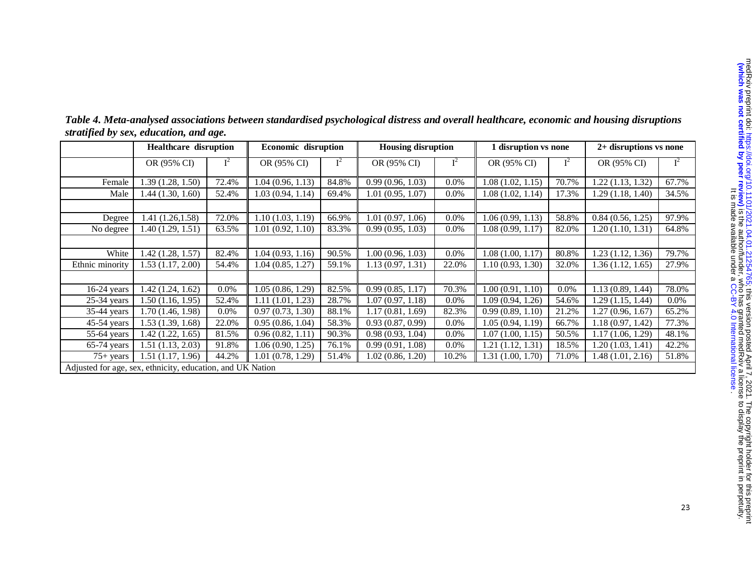***Table 4. Meta-analysed associations between standardised psychological distress and overall healthcare, economic and housing disruptions stratified by sex, education, and age.***

| | Healthcare disruption | | Economic disruption | | Housing disruption | | 1 disruption vs none | | 2+ disruptions vs none | |
|---|---|---|---|---|---|---|---|---|---|---|
| | OR (95% CI) | $I^2$ | OR (95% CI) | $I^2$ | OR (95% CI) | $I^2$ | OR (95% CI) | $I^2$ | OR (95% CI) | $I^2$ |
| Female | 1.39 (1.28, 1.50) | 72.4% | 1.04 (0.96, 1.13) | 84.8% | 0.99 (0.96, 1.03) | 0.0% | 1.08 (1.02, 1.15) | 70.7% | 1.22 (1.13, 1.32) | 67.7% |
| Male | 1.44 (1.30, 1.60) | 52.4% | 1.03 (0.94, 1.14) | 69.4% | 1.01 (0.95, 1.07) | 0.0% | 1.08 (1.02, 1.14) | 17.3% | 1.29 (1.18, 1.40) | 34.5% |
| | | | | | | | | | | |
| Degree | 1.41 (1.26,1.58) | 72.0% | 1.10 (1.03, 1.19) | 66.9% | 1.01 (0.97, 1.06) | 0.0% | 1.06 (0.99, 1.13) | 58.8% | 0.84 (0.56, 1.25) | 97.9% |
| No degree | 1.40 (1.29, 1.51) | 63.5% | 1.01 (0.92, 1.10) | 83.3% | 0.99 (0.95, 1.03) | 0.0% | 1.08 (0.99, 1.17) | 82.0% | 1.20 (1.10, 1.31) | 64.8% |
| | | | | | | | | | | |
| White | 1.42 (1.28, 1.57) | 82.4% | 1.04 (0.93, 1.16) | 90.5% | 1.00 (0.96, 1.03) | 0.0% | 1.08 (1.00, 1.17) | 80.8% | 1.23 (1.12, 1.36) | 79.7% |
| Ethnic minority | 1.53 (1.17, 2.00) | 54.4% | 1.04 (0.85, 1.27) | 59.1% | 1.13 (0.97, 1.31) | 22.0% | 1.10 (0.93, 1.30) | 32.0% | 1.36 (1.12, 1.65) | 27.9% |
| | | | | | | | | | | |
| 16-24 years | 1.42 (1.24, 1.62) | 0.0% | 1.05 (0.86, 1.29) | 82.5% | 0.99 (0.85, 1.17) | 70.3% | 1.00 (0.91, 1.10) | 0.0% | 1.13 (0.89, 1.44) | 78.0% |
| 25-34 years | 1.50 (1.16, 1.95) | 52.4% | 1.11 (1.01, 1.23) | 28.7% | 1.07 (0.97, 1.18) | 0.0% | 1.09 (0.94, 1.26) | 54.6% | 1.29 (1.15, 1.44) | 0.0% |
| 35-44 years | 1.70 (1.46, 1.98) | 0.0% | 0.97 (0.73, 1.30) | 88.1% | 1.17 (0.81, 1.69) | 82.3% | 0.99 (0.89, 1.10) | 21.2% | 1.27 (0.96, 1.67) | 65.2% |
| 45-54 years | 1.53 (1.39, 1.68) | 22.0% | 0.95 (0.86, 1.04) | 58.3% | 0.93 (0.87, 0.99) | 0.0% | 1.05 (0.94, 1.19) | 66.7% | 1.18 (0.97, 1.42) | 77.3% |
| 55-64 years | 1.42 (1.22, 1.65) | 81.5% | 0.96 (0.82, 1.11) | 90.3% | 0.98 (0.93, 1.04) | 0.0% | 1.07 (1.00, 1.15) | 50.5% | 1.17 (1.06, 1.29) | 48.1% |
| 65-74 years | 1.51 (1.13, 2.03) | 91.8% | 1.06 (0.90, 1.25) | 76.1% | 0.99 (0.91, 1.08) | 0.0% | 1.21 (1.12, 1.31) | 18.5% | 1.20 (1.03, 1.41) | 42.2% |
| 75+ years | 1.51 (1.17, 1.96) | 44.2% | 1.01 (0.78, 1.29) | 51.4% | 1.02 (0.86, 1.20) | 10.2% | 1.31 (1.00, 1.70) | 71.0% | 1.48 (1.01, 2.16) | 51.8% |

Adjusted for age, sex, ethnicity, education, and UK Nation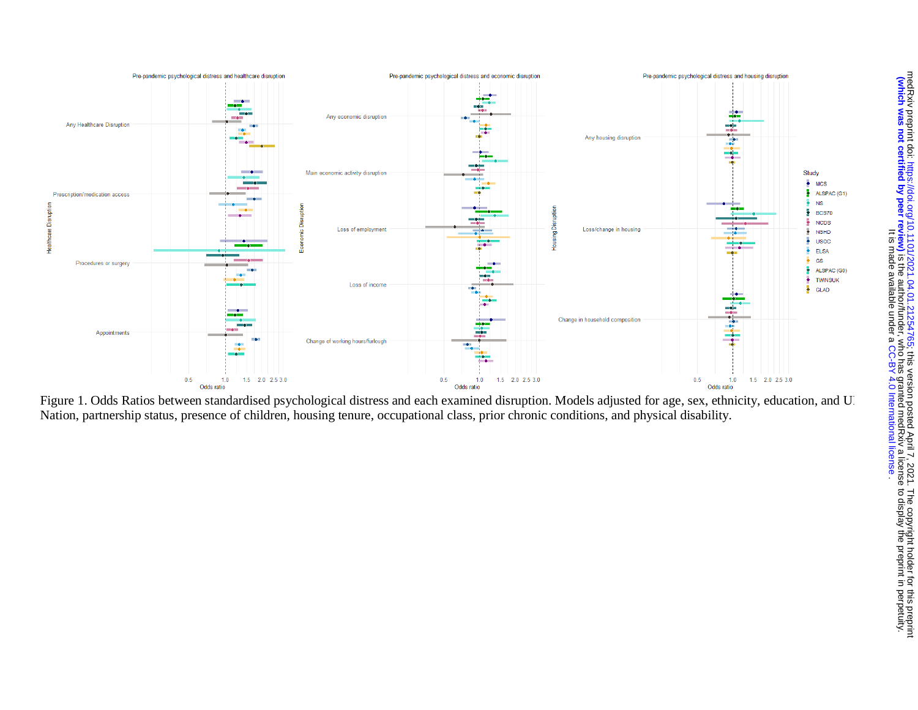Figure 1. Odds Ratios between standardised psychological distress and each examined disruption. Models adjusted for age, sex, ethnicity, education, and UK Nation, partnership status, presence of children, housing tenure, occupational class, prior chronic conditions, and physical disability.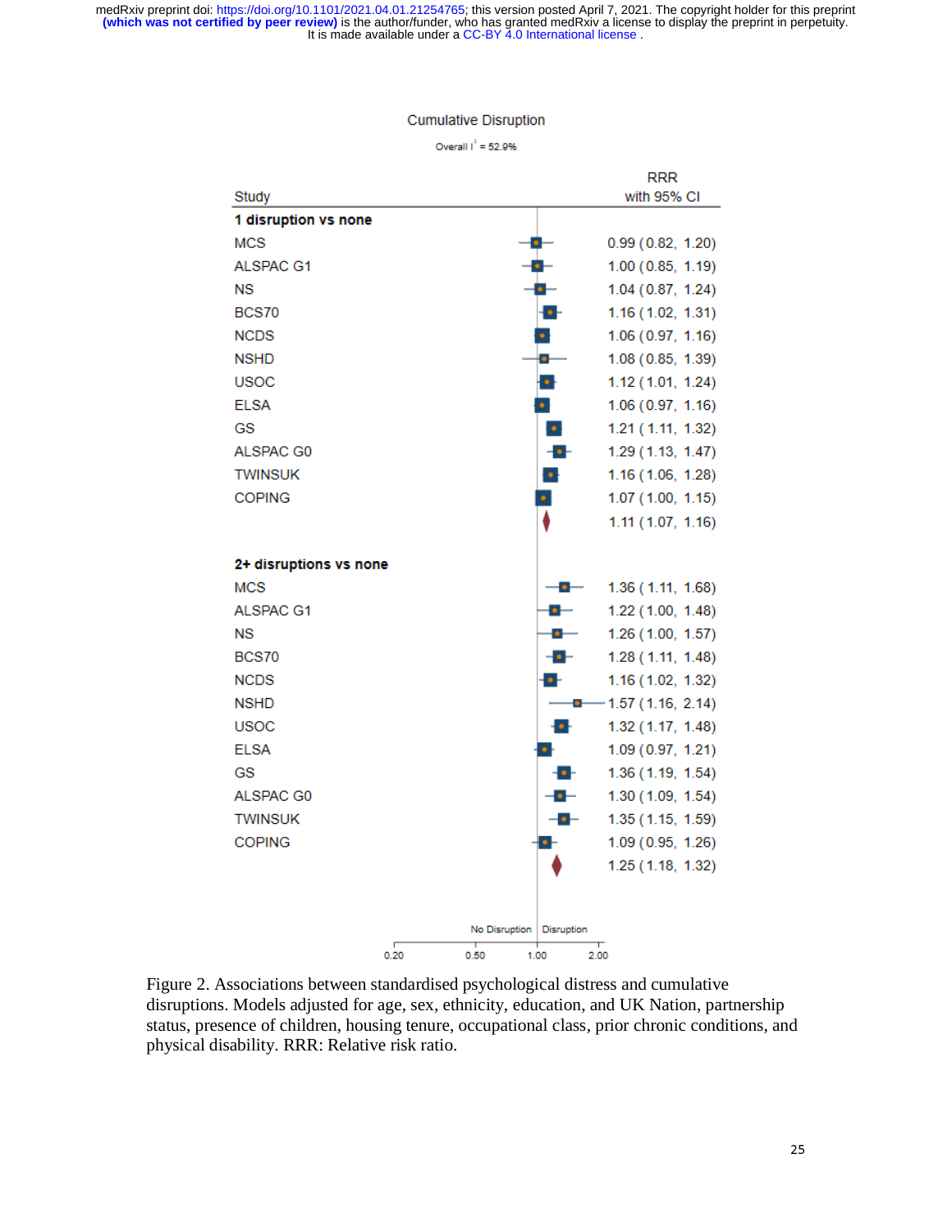Cumulative Disruption

Overall $I^2$ = 52.9%

| Study | RRR with 95% CI |
|---|---|
| **1 disruption vs none** | |
| MCS | 0.99 (0.82, 1.20) |
| ALSPAC G1 | 1.00 (0.85, 1.19) |
| NS | 1.04 (0.87, 1.24) |
| BCS70 | 1.16 (1.02, 1.31) |
| NCDS | 1.06 (0.97, 1.16) |
| NSHD | 1.08 (0.85, 1.39) |
| USOC | 1.12 (1.01, 1.24) |
| ELSA | 1.06 (0.97, 1.16) |
| GS | 1.21 (1.11, 1.32) |
| ALSPAC G0 | 1.29 (1.13, 1.47) |
| TWINSUK | 1.16 (1.06, 1.28) |
| COPING | 1.07 (1.00, 1.15) |
| | 1.11 (1.07, 1.16) |
| **2+ disruptions vs none** | |
| MCS | 1.36 (1.11, 1.68) |
| ALSPAC G1 | 1.22 (1.00, 1.48) |
| NS | 1.26 (1.00, 1.57) |
| BCS70 | 1.28 (1.11, 1.48) |
| NCDS | 1.16 (1.02, 1.32) |
| NSHD | 1.57 (1.16, 2.14) |
| USOC | 1.32 (1.17, 1.48) |
| ELSA | 1.09 (0.97, 1.21) |
| GS | 1.36 (1.19, 1.54) |
| ALSPAC G0 | 1.30 (1.09, 1.54) |
| TWINSUK | 1.35 (1.15, 1.59) |
| COPING | 1.09 (0.95, 1.26) |
| | 1.25 (1.18, 1.32) |

No Disruption | Disruption

0.20 0.50 1.00 2.00

Figure 2. Associations between standardised psychological distress and cumulative disruptions. Models adjusted for age, sex, ethnicity, education, and UK Nation, partnership status, presence of children, housing tenure, occupational class, prior chronic conditions, and physical disability. RRR: Relative risk ratio.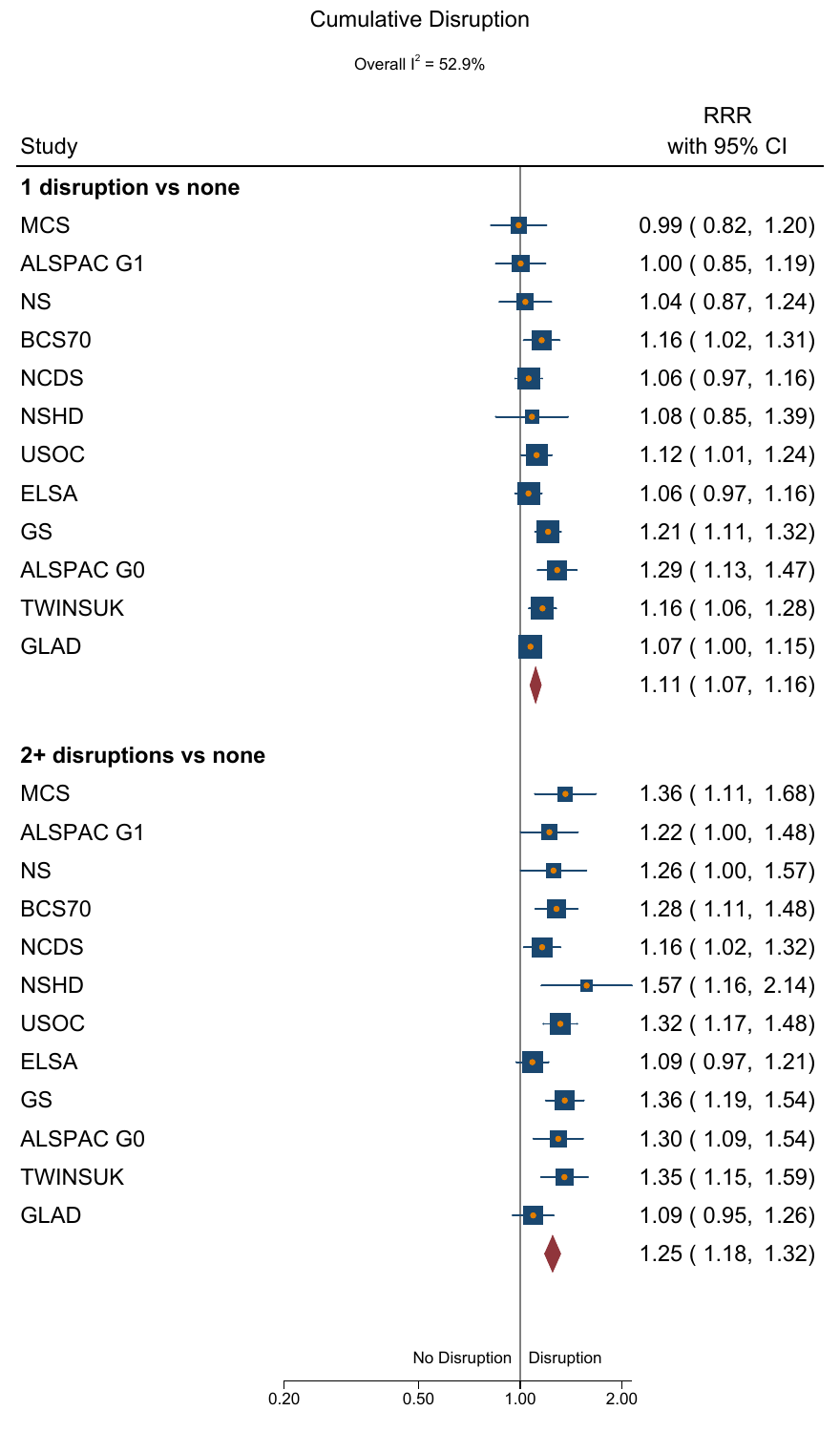Cumulative Disruption

Overall $I^2$ = 52.9%

| Study | RRR with 95% CI |
|---|---|
| **1 disruption vs none** | |
| MCS | 0.99 ( 0.82, 1.20) |
| ALSPAC G1 | 1.00 ( 0.85, 1.19) |
| NS | 1.04 ( 0.87, 1.24) |
| BCS70 | 1.16 ( 1.02, 1.31) |
| NCDS | 1.06 ( 0.97, 1.16) |
| NSHD | 1.08 ( 0.85, 1.39) |
| USOC | 1.12 ( 1.01, 1.24) |
| ELSA | 1.06 ( 0.97, 1.16) |
| GS | 1.21 ( 1.11, 1.32) |
| ALSPAC G0 | 1.29 ( 1.13, 1.47) |
| TWINSUK | 1.16 ( 1.06, 1.28) |
| GLAD | 1.07 ( 1.00, 1.15) |
| | 1.11 ( 1.07, 1.16) |
| **2+ disruptions vs none** | |
| MCS | 1.36 ( 1.11, 1.68) |
| ALSPAC G1 | 1.22 ( 1.00, 1.48) |
| NS | 1.26 ( 1.00, 1.57) |
| BCS70 | 1.28 ( 1.11, 1.48) |
| NCDS | 1.16 ( 1.02, 1.32) |
| NSHD | 1.57 ( 1.16, 2.14) |
| USOC | 1.32 ( 1.17, 1.48) |
| ELSA | 1.09 ( 0.97, 1.21) |
| GS | 1.36 ( 1.19, 1.54) |
| ALSPAC G0 | 1.30 ( 1.09, 1.54) |
| TWINSUK | 1.35 ( 1.15, 1.59) |
| GLAD | 1.09 ( 0.95, 1.26) |
| | 1.25 ( 1.18, 1.32) |

No Disruption | Disruption

0.20 0.50 1.00 2.00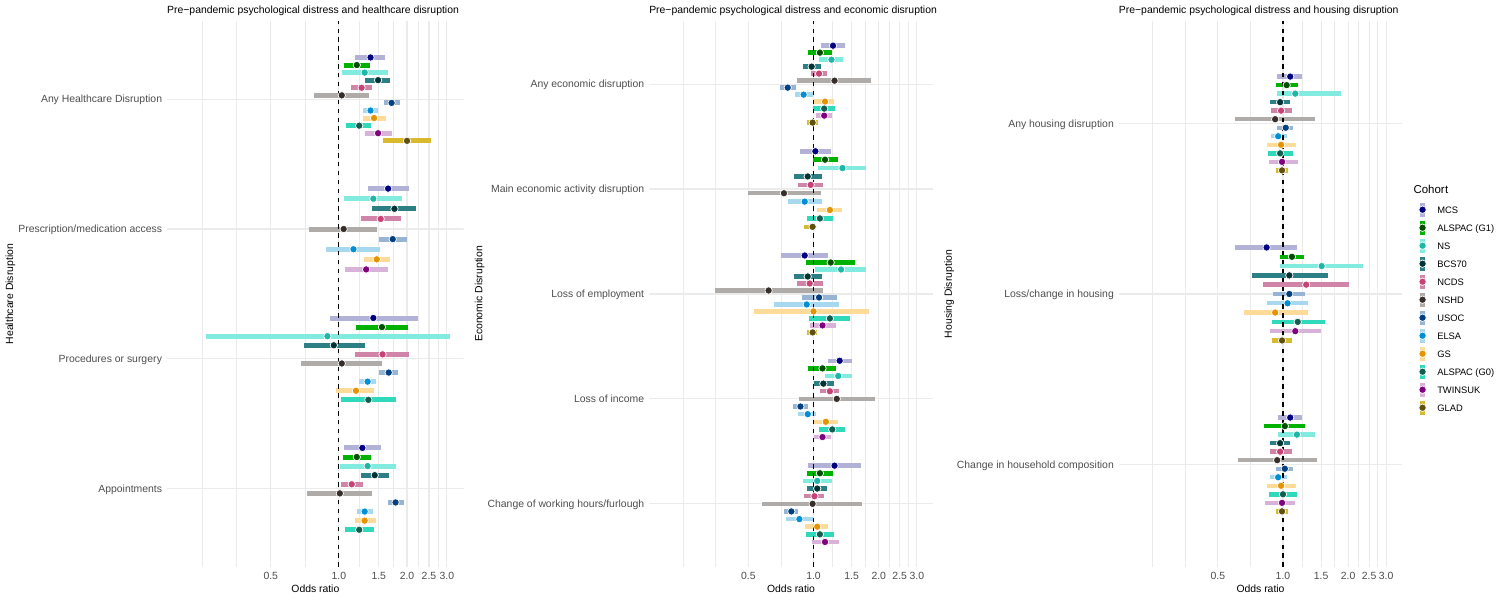Pre−pandemic psychological distress and healthcare disruption

Healthcare Disruption

Any Healthcare Disruption

Prescription/medication access

Procedures or surgery

Appointments

0.5 1.0 1.5 2.0 2.5 3.0

Odds ratio

Pre−pandemic psychological distress and economic disruption

Economic Disruption

Any economic disruption

Main economic activity disruption

Loss of employment

Loss of income

Change of working hours/furlough

0.5 1.0 1.5 2.0 2.5 3.0

Odds ratio

Pre−pandemic psychological distress and housing disruption

Housing Disruption

Any housing disruption

Loss/change in housing

Change in household composition

0.5 1.0 1.5 2.0 2.5 3.0

Odds ratio

Cohort

MCS

ALSPAC (G1)

NS

BCS70

NCDS

NSHD

USOC

ELSA

GS

ALSPAC (G0)

TWINSUK

GLAD